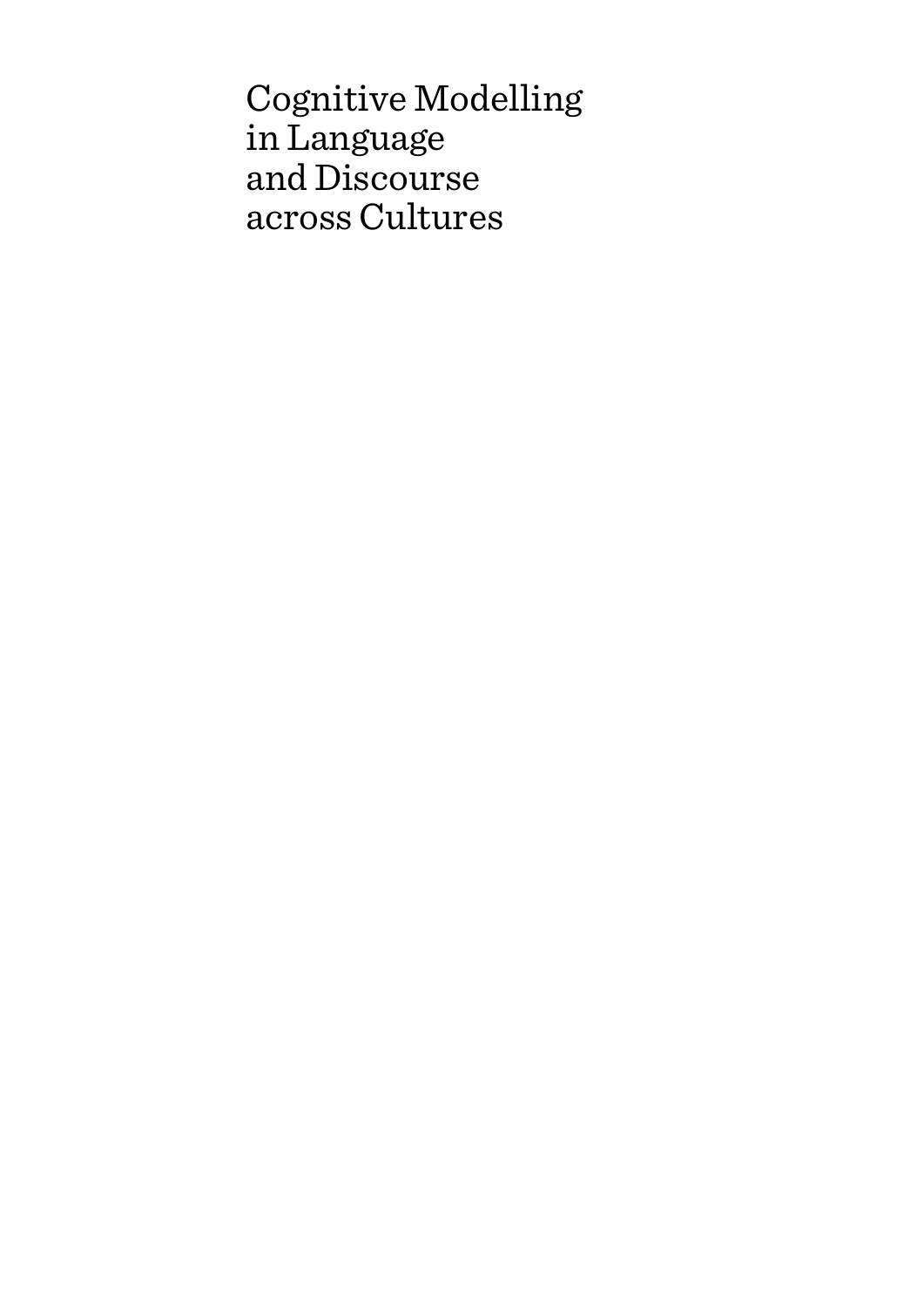# Cognitive Modelling in Language and Discourse across Cultures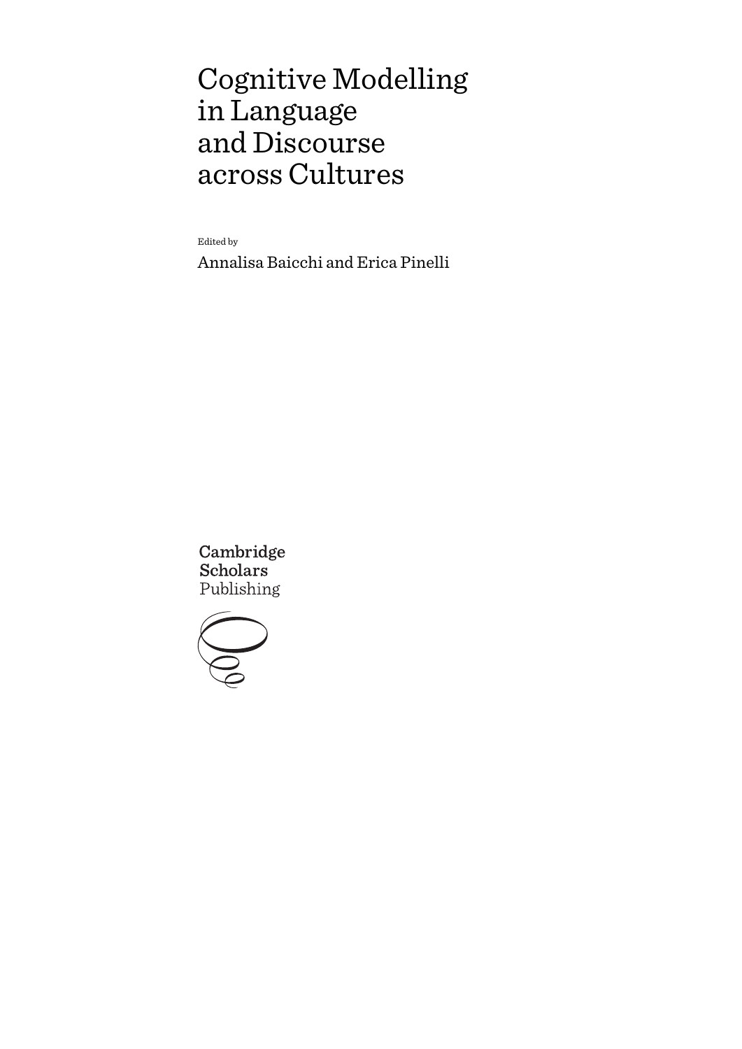# Cognitive Modelling in Language and Discourse across Cultures

Edited by

Annalisa Baicchi and Erica Pinelli

Cambridge Scholars Publishing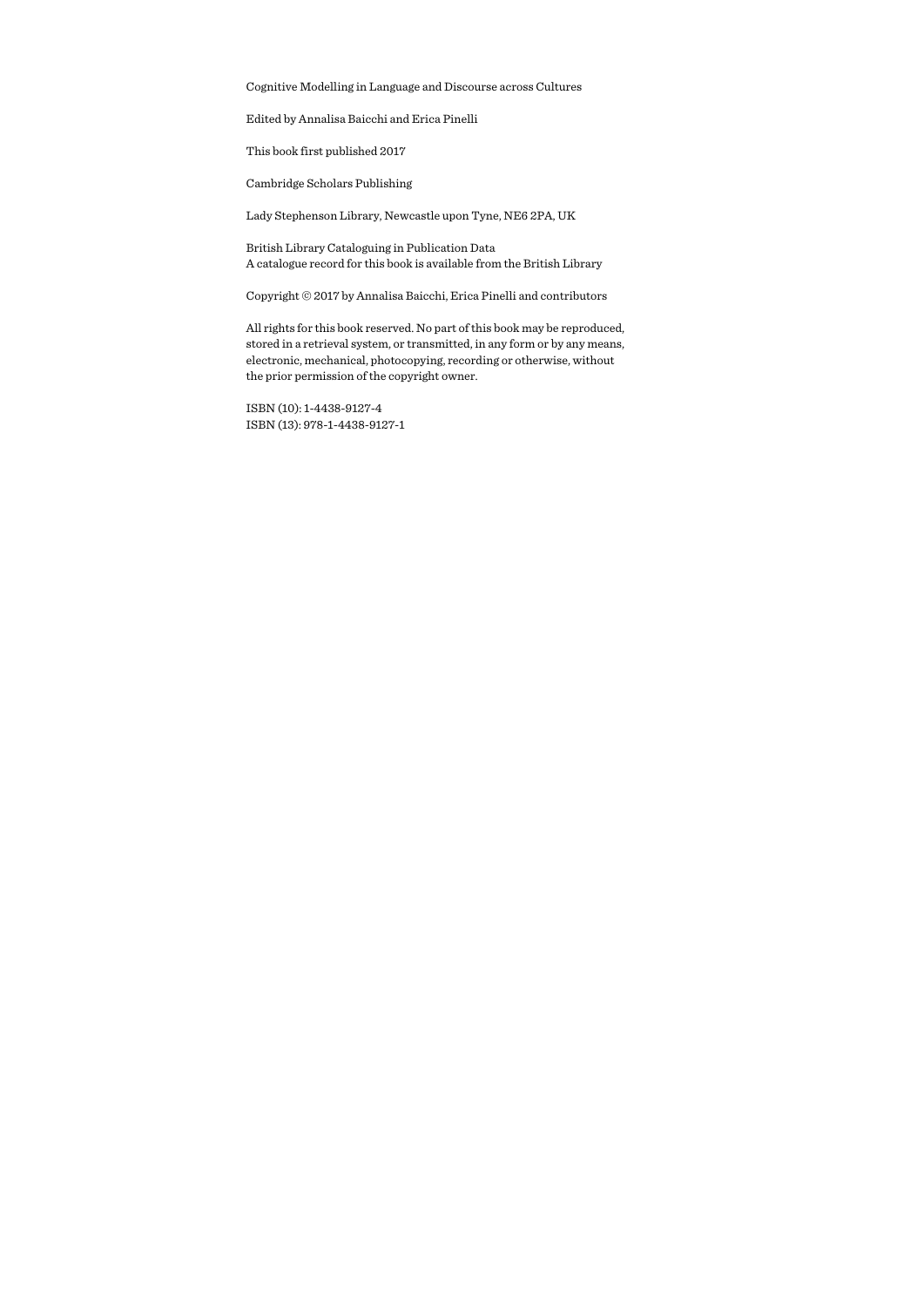Cognitive Modelling in Language and Discourse across Cultures

Edited by Annalisa Baicchi and Erica Pinelli

This book first published 2017

Cambridge Scholars Publishing

Lady Stephenson Library, Newcastle upon Tyne, NE6 2PA, UK

British Library Cataloguing in Publication Data
A catalogue record for this book is available from the British Library

Copyright © 2017 by Annalisa Baicchi, Erica Pinelli and contributors

All rights for this book reserved. No part of this book may be reproduced, stored in a retrieval system, or transmitted, in any form or by any means, electronic, mechanical, photocopying, recording or otherwise, without the prior permission of the copyright owner.

ISBN (10): 1-4438-9127-4
ISBN (13): 978-1-4438-9127-1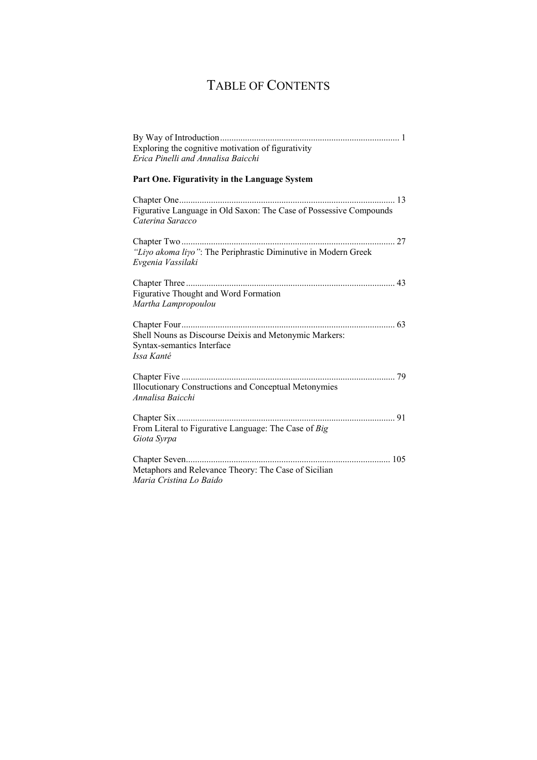# TABLE OF CONTENTS

By Way of Introduction ... 1
Exploring the cognitive motivation of figurativity
*Erica Pinelli and Annalisa Baicchi*

**Part One. Figurativity in the Language System**

Chapter One ... 13
Figurative Language in Old Saxon: The Case of Possessive Compounds
*Caterina Saracco*

Chapter Two ... 27
*"Liγo akoma liγo"*: The Periphrastic Diminutive in Modern Greek
*Evgenia Vassilaki*

Chapter Three ... 43
Figurative Thought and Word Formation
*Martha Lampropoulou*

Chapter Four ... 63
Shell Nouns as Discourse Deixis and Metonymic Markers:
Syntax-semantics Interface
*Issa Kanté*

Chapter Five ... 79
Illocutionary Constructions and Conceptual Metonymies
*Annalisa Baicchi*

Chapter Six ... 91
From Literal to Figurative Language: The Case of *Big*
*Giota Syrpa*

Chapter Seven ... 105
Metaphors and Relevance Theory: The Case of Sicilian
*Maria Cristina Lo Baido*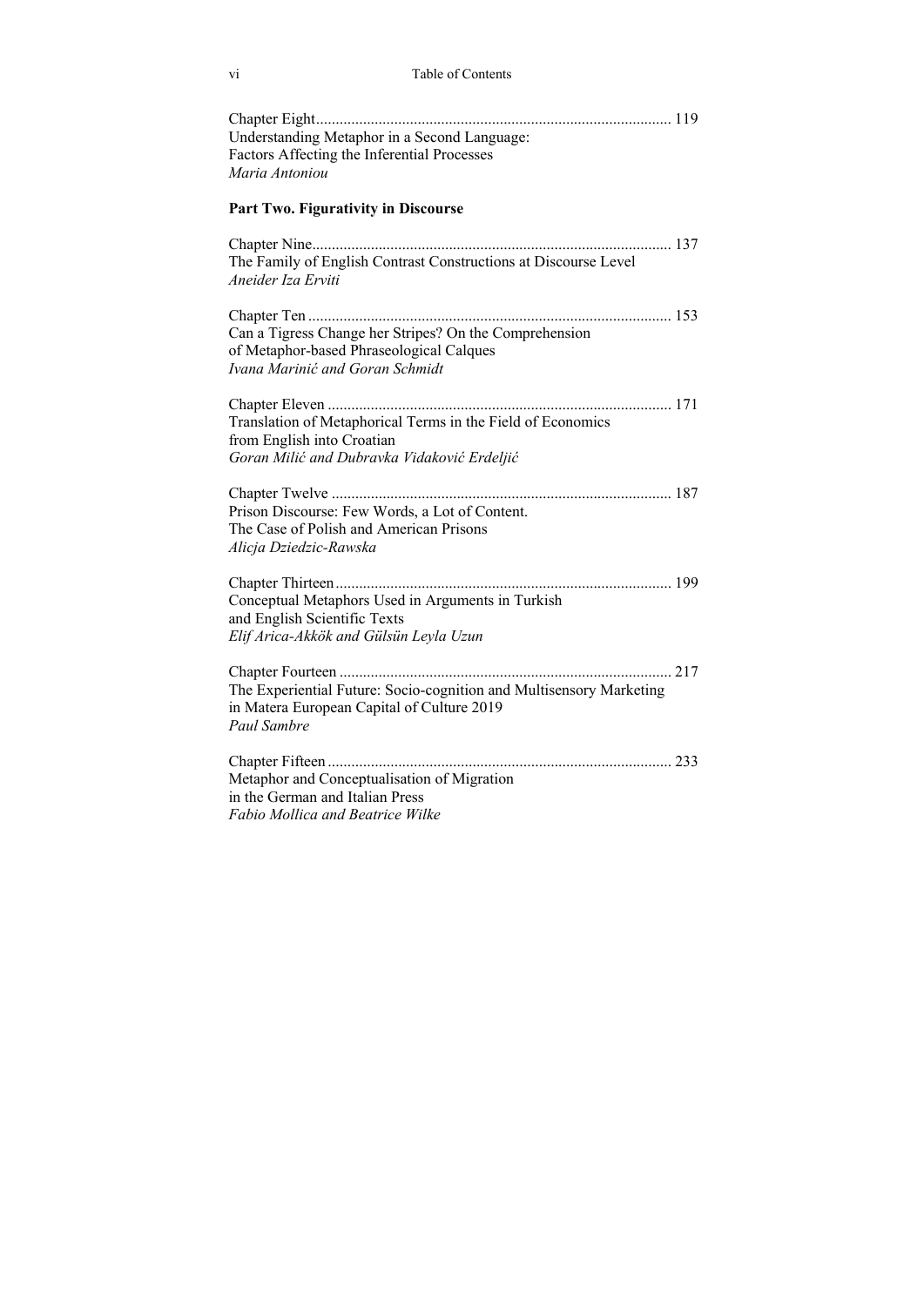Chapter Eight .......................................................................................... 119
Understanding Metaphor in a Second Language:
Factors Affecting the Inferential Processes
*Maria Antoniou*

**Part Two. Figurativity in Discourse**

Chapter Nine ........................................................................................... 137
The Family of English Contrast Constructions at Discourse Level
*Aneider Iza Erviti*

Chapter Ten ............................................................................................ 153
Can a Tigress Change her Stripes? On the Comprehension
of Metaphor-based Phraseological Calques
*Ivana Marinić and Goran Schmidt*

Chapter Eleven ....................................................................................... 171
Translation of Metaphorical Terms in the Field of Economics
from English into Croatian
*Goran Milić and Dubravka Vidaković Erdeljić*

Chapter Twelve ...................................................................................... 187
Prison Discourse: Few Words, a Lot of Content.
The Case of Polish and American Prisons
*Alicja Dziedzic-Rawska*

Chapter Thirteen ..................................................................................... 199
Conceptual Metaphors Used in Arguments in Turkish
and English Scientific Texts
*Elif Arica-Akkök and Gülsün Leyla Uzun*

Chapter Fourteen .................................................................................... 217
The Experiential Future: Socio-cognition and Multisensory Marketing
in Matera European Capital of Culture 2019
*Paul Sambre*

Chapter Fifteen ....................................................................................... 233
Metaphor and Conceptualisation of Migration
in the German and Italian Press
*Fabio Mollica and Beatrice Wilke*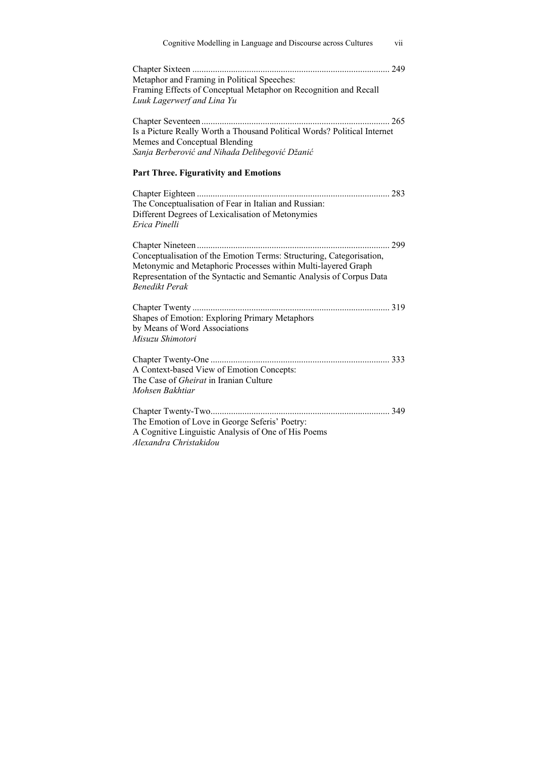Chapter Sixteen ...................................................................................... 249
Metaphor and Framing in Political Speeches:
Framing Effects of Conceptual Metaphor on Recognition and Recall
*Luuk Lagerwerf and Lina Yu*

Chapter Seventeen .................................................................................. 265
Is a Picture Really Worth a Thousand Political Words? Political Internet Memes and Conceptual Blending
*Sanja Berberović and Nihada Delibegović Džanić*

**Part Three. Figurativity and Emotions**

Chapter Eighteen .................................................................................... 283
The Conceptualisation of Fear in Italian and Russian:
Different Degrees of Lexicalisation of Metonymies
*Erica Pinelli*

Chapter Nineteen .................................................................................... 299
Conceptualisation of the Emotion Terms: Structuring, Categorisation, Metonymic and Metaphoric Processes within Multi-layered Graph Representation of the Syntactic and Semantic Analysis of Corpus Data
*Benedikt Perak*

Chapter Twenty ...................................................................................... 319
Shapes of Emotion: Exploring Primary Metaphors
by Means of Word Associations
*Misuzu Shimotori*

Chapter Twenty-One .............................................................................. 333
A Context-based View of Emotion Concepts:
The Case of *Gheirat* in Iranian Culture
*Mohsen Bakhtiar*

Chapter Twenty-Two .............................................................................. 349
The Emotion of Love in George Seferis' Poetry:
A Cognitive Linguistic Analysis of One of His Poems
*Alexandra Christakidou*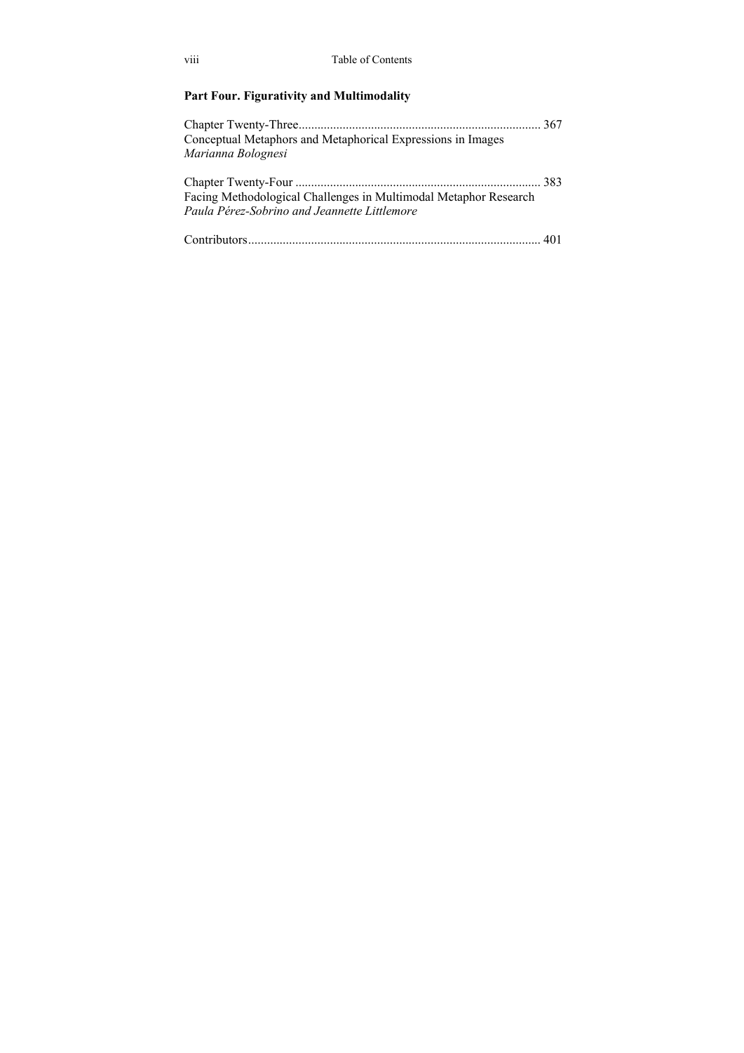**Part Four. Figurativity and Multimodality**

Chapter Twenty-Three ............................................................................ 367
Conceptual Metaphors and Metaphorical Expressions in Images
*Marianna Bolognesi*

Chapter Twenty-Four ............................................................................ 383
Facing Methodological Challenges in Multimodal Metaphor Research
*Paula Pérez-Sobrino and Jeannette Littlemore*

Contributors........................................................................................... 401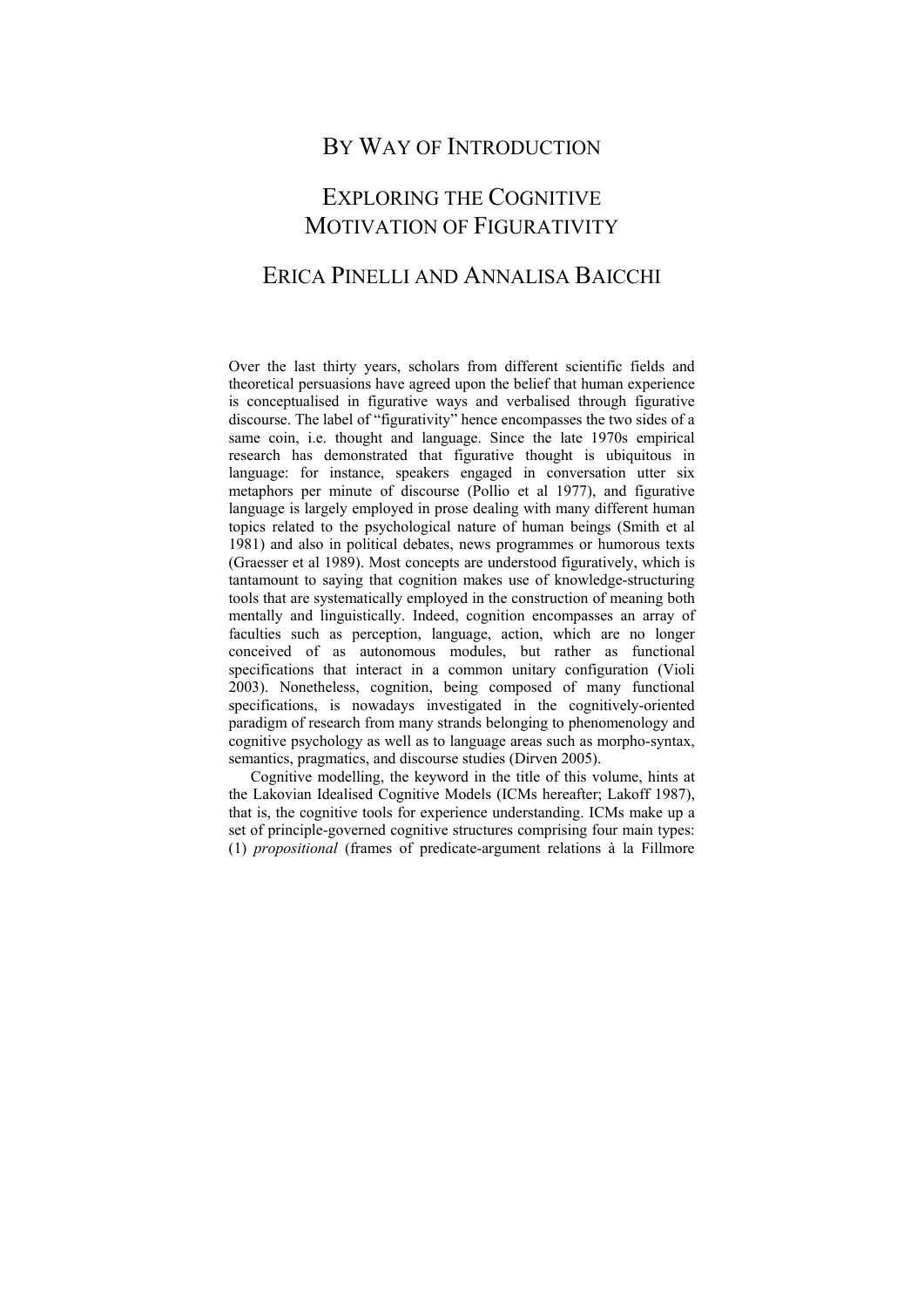# By Way of Introduction

# Exploring the Cognitive Motivation of Figurativity

## Erica Pinelli and Annalisa Baicchi

Over the last thirty years, scholars from different scientific fields and theoretical persuasions have agreed upon the belief that human experience is conceptualised in figurative ways and verbalised through figurative discourse. The label of "figurativity" hence encompasses the two sides of a same coin, i.e. thought and language. Since the late 1970s empirical research has demonstrated that figurative thought is ubiquitous in language: for instance, speakers engaged in conversation utter six metaphors per minute of discourse (Pollio et al 1977), and figurative language is largely employed in prose dealing with many different human topics related to the psychological nature of human beings (Smith et al 1981) and also in political debates, news programmes or humorous texts (Graesser et al 1989). Most concepts are understood figuratively, which is tantamount to saying that cognition makes use of knowledge-structuring tools that are systematically employed in the construction of meaning both mentally and linguistically. Indeed, cognition encompasses an array of faculties such as perception, language, action, which are no longer conceived of as autonomous modules, but rather as functional specifications that interact in a common unitary configuration (Violi 2003). Nonetheless, cognition, being composed of many functional specifications, is nowadays investigated in the cognitively-oriented paradigm of research from many strands belonging to phenomenology and cognitive psychology as well as to language areas such as morpho-syntax, semantics, pragmatics, and discourse studies (Dirven 2005).

Cognitive modelling, the keyword in the title of this volume, hints at the Lakovian Idealised Cognitive Models (ICMs hereafter; Lakoff 1987), that is, the cognitive tools for experience understanding. ICMs make up a set of principle-governed cognitive structures comprising four main types: (1) *propositional* (frames of predicate-argument relations à la Fillmore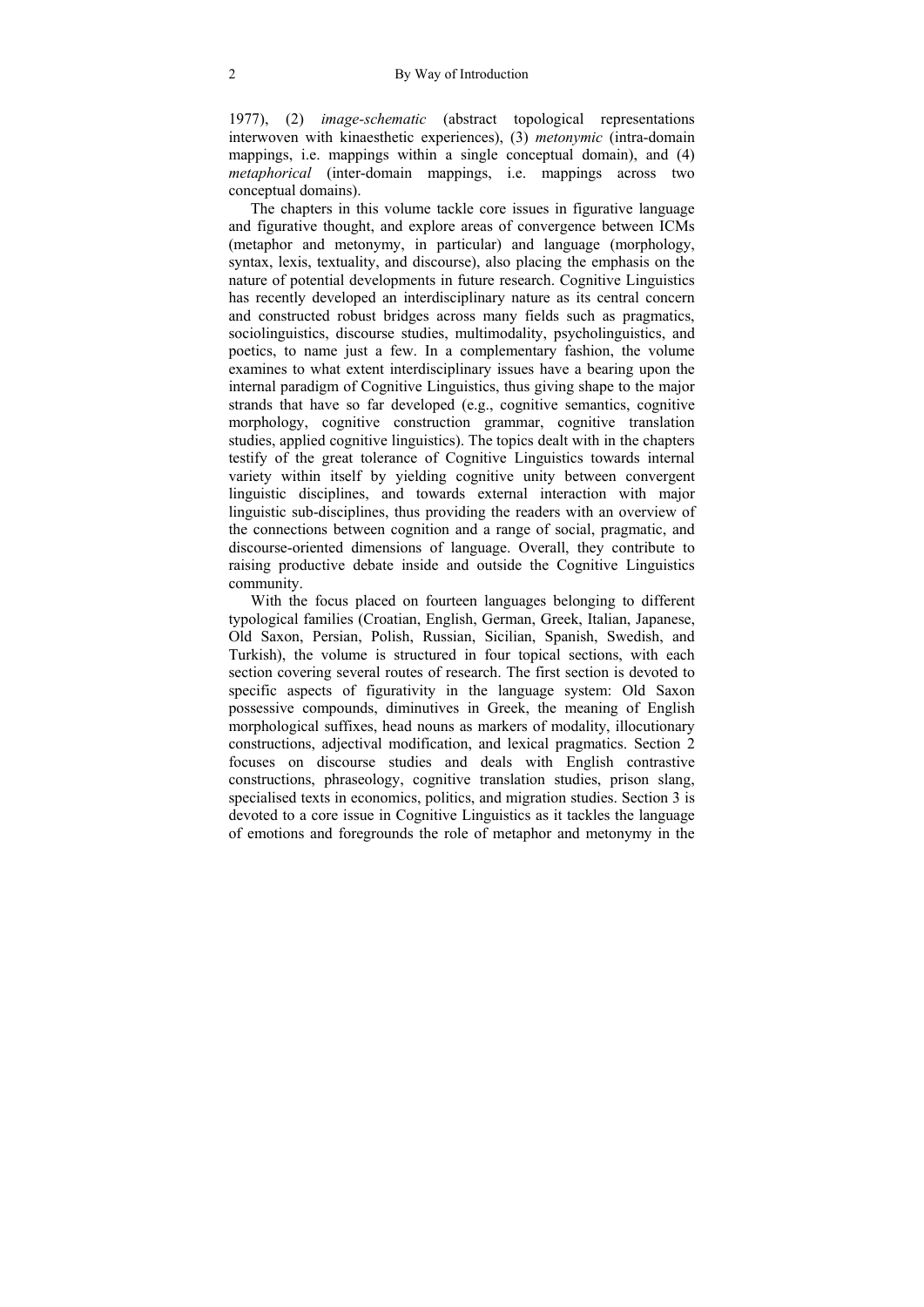1977), (2) *image-schematic* (abstract topological representations interwoven with kinaesthetic experiences), (3) *metonymic* (intra-domain mappings, i.e. mappings within a single conceptual domain), and (4) *metaphorical* (inter-domain mappings, i.e. mappings across two conceptual domains).

The chapters in this volume tackle core issues in figurative language and figurative thought, and explore areas of convergence between ICMs (metaphor and metonymy, in particular) and language (morphology, syntax, lexis, textuality, and discourse), also placing the emphasis on the nature of potential developments in future research. Cognitive Linguistics has recently developed an interdisciplinary nature as its central concern and constructed robust bridges across many fields such as pragmatics, sociolinguistics, discourse studies, multimodality, psycholinguistics, and poetics, to name just a few. In a complementary fashion, the volume examines to what extent interdisciplinary issues have a bearing upon the internal paradigm of Cognitive Linguistics, thus giving shape to the major strands that have so far developed (e.g., cognitive semantics, cognitive morphology, cognitive construction grammar, cognitive translation studies, applied cognitive linguistics). The topics dealt with in the chapters testify of the great tolerance of Cognitive Linguistics towards internal variety within itself by yielding cognitive unity between convergent linguistic disciplines, and towards external interaction with major linguistic sub-disciplines, thus providing the readers with an overview of the connections between cognition and a range of social, pragmatic, and discourse-oriented dimensions of language. Overall, they contribute to raising productive debate inside and outside the Cognitive Linguistics community.

With the focus placed on fourteen languages belonging to different typological families (Croatian, English, German, Greek, Italian, Japanese, Old Saxon, Persian, Polish, Russian, Sicilian, Spanish, Swedish, and Turkish), the volume is structured in four topical sections, with each section covering several routes of research. The first section is devoted to specific aspects of figurativity in the language system: Old Saxon possessive compounds, diminutives in Greek, the meaning of English morphological suffixes, head nouns as markers of modality, illocutionary constructions, adjectival modification, and lexical pragmatics. Section 2 focuses on discourse studies and deals with English contrastive constructions, phraseology, cognitive translation studies, prison slang, specialised texts in economics, politics, and migration studies. Section 3 is devoted to a core issue in Cognitive Linguistics as it tackles the language of emotions and foregrounds the role of metaphor and metonymy in the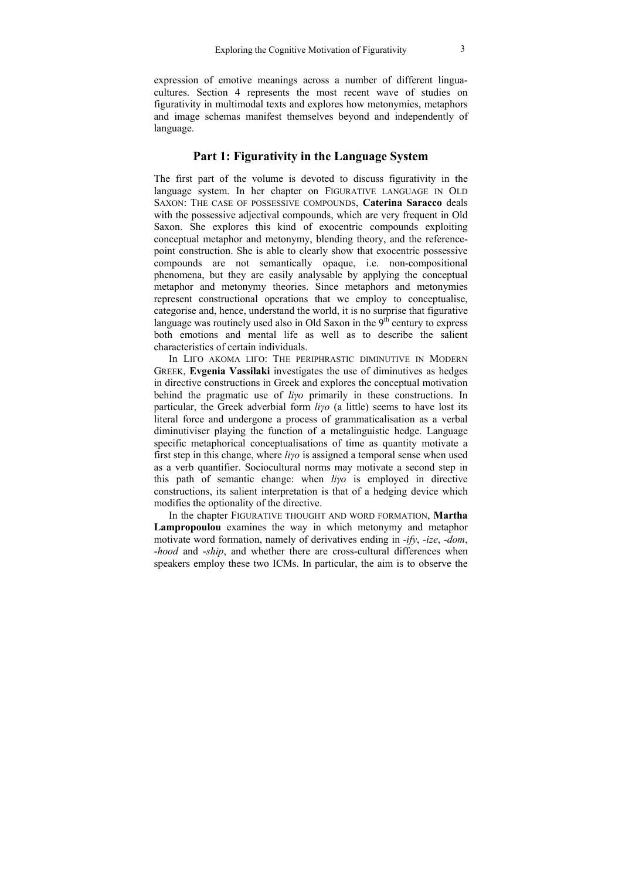expression of emotive meanings across a number of different lingua-cultures. Section 4 represents the most recent wave of studies on figurativity in multimodal texts and explores how metonymies, metaphors and image schemas manifest themselves beyond and independently of language.

## Part 1: Figurativity in the Language System

The first part of the volume is devoted to discuss figurativity in the language system. In her chapter on FIGURATIVE LANGUAGE IN OLD SAXON: THE CASE OF POSSESSIVE COMPOUNDS, **Caterina Saracco** deals with the possessive adjectival compounds, which are very frequent in Old Saxon. She explores this kind of exocentric compounds exploiting conceptual metaphor and metonymy, blending theory, and the reference-point construction. She is able to clearly show that exocentric possessive compounds are not semantically opaque, i.e. non-compositional phenomena, but they are easily analysable by applying the conceptual metaphor and metonymy theories. Since metaphors and metonymies represent constructional operations that we employ to conceptualise, categorise and, hence, understand the world, it is no surprise that figurative language was routinely used also in Old Saxon in the 9[th] century to express both emotions and mental life as well as to describe the salient characteristics of certain individuals.

In LIΓO AKOMA LIΓO: THE PERIPHRASTIC DIMINUTIVE IN MODERN GREEK, **Evgenia Vassilaki** investigates the use of diminutives as hedges in directive constructions in Greek and explores the conceptual motivation behind the pragmatic use of *liγo* primarily in these constructions. In particular, the Greek adverbial form *liγo* (a little) seems to have lost its literal force and undergone a process of grammaticalisation as a verbal diminutiviser playing the function of a metalinguistic hedge. Language specific metaphorical conceptualisations of time as quantity motivate a first step in this change, where *liγo* is assigned a temporal sense when used as a verb quantifier. Sociocultural norms may motivate a second step in this path of semantic change: when *liγo* is employed in directive constructions, its salient interpretation is that of a hedging device which modifies the optionality of the directive.

In the chapter FIGURATIVE THOUGHT AND WORD FORMATION, **Martha Lampropoulou** examines the way in which metonymy and metaphor motivate word formation, namely of derivatives ending in *-ify*, *-ize*, *-dom*, *-hood* and *-ship*, and whether there are cross-cultural differences when speakers employ these two ICMs. In particular, the aim is to observe the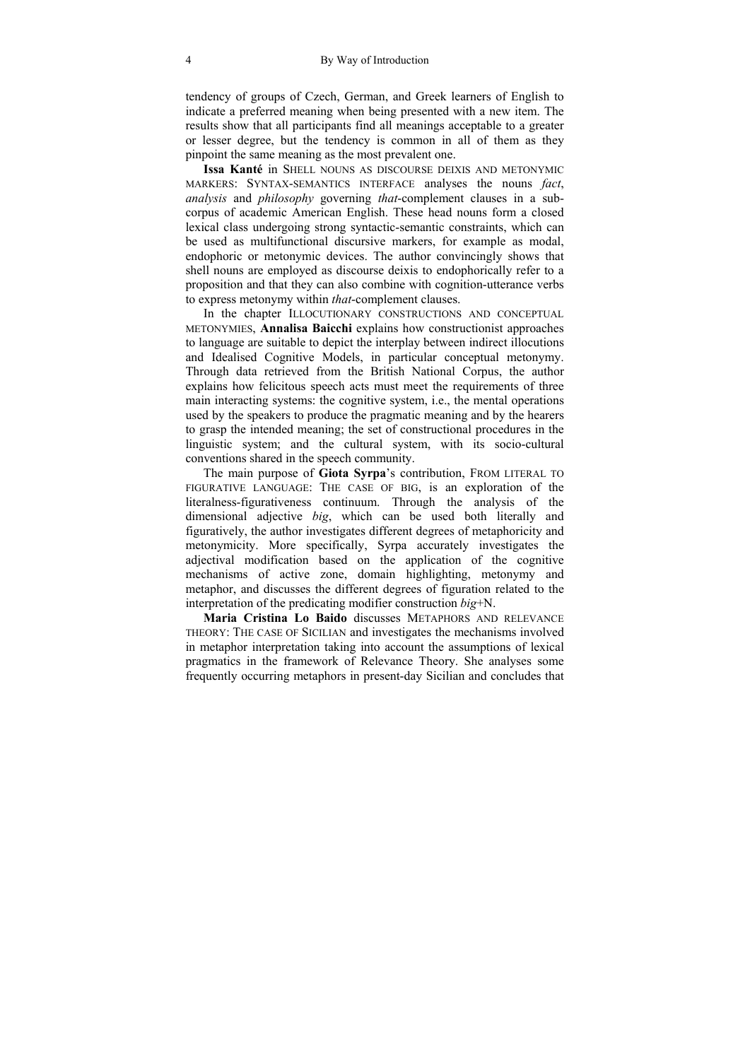tendency of groups of Czech, German, and Greek learners of English to indicate a preferred meaning when being presented with a new item. The results show that all participants find all meanings acceptable to a greater or lesser degree, but the tendency is common in all of them as they pinpoint the same meaning as the most prevalent one.

**Issa Kanté** in SHELL NOUNS AS DISCOURSE DEIXIS AND METONYMIC MARKERS: SYNTAX-SEMANTICS INTERFACE analyses the nouns *fact*, *analysis* and *philosophy* governing *that*-complement clauses in a sub-corpus of academic American English. These head nouns form a closed lexical class undergoing strong syntactic-semantic constraints, which can be used as multifunctional discursive markers, for example as modal, endophoric or metonymic devices. The author convincingly shows that shell nouns are employed as discourse deixis to endophorically refer to a proposition and that they can also combine with cognition-utterance verbs to express metonymy within *that*-complement clauses.

In the chapter ILLOCUTIONARY CONSTRUCTIONS AND CONCEPTUAL METONYMIES, **Annalisa Baicchi** explains how constructionist approaches to language are suitable to depict the interplay between indirect illocutions and Idealised Cognitive Models, in particular conceptual metonymy. Through data retrieved from the British National Corpus, the author explains how felicitous speech acts must meet the requirements of three main interacting systems: the cognitive system, i.e., the mental operations used by the speakers to produce the pragmatic meaning and by the hearers to grasp the intended meaning; the set of constructional procedures in the linguistic system; and the cultural system, with its socio-cultural conventions shared in the speech community.

The main purpose of **Giota Syrpa**'s contribution, FROM LITERAL TO FIGURATIVE LANGUAGE: THE CASE OF BIG, is an exploration of the literalness-figurativeness continuum. Through the analysis of the dimensional adjective *big*, which can be used both literally and figuratively, the author investigates different degrees of metaphoricity and metonymicity. More specifically, Syrpa accurately investigates the adjectival modification based on the application of the cognitive mechanisms of active zone, domain highlighting, metonymy and metaphor, and discusses the different degrees of figuration related to the interpretation of the predicating modifier construction *big*+N.

**Maria Cristina Lo Baido** discusses METAPHORS AND RELEVANCE THEORY: THE CASE OF SICILIAN and investigates the mechanisms involved in metaphor interpretation taking into account the assumptions of lexical pragmatics in the framework of Relevance Theory. She analyses some frequently occurring metaphors in present-day Sicilian and concludes that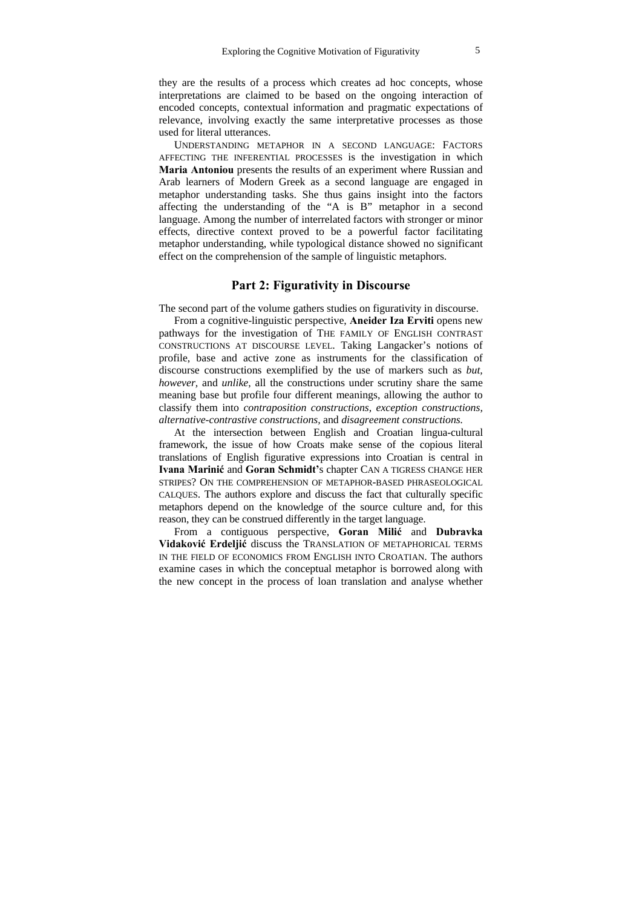they are the results of a process which creates ad hoc concepts, whose interpretations are claimed to be based on the ongoing interaction of encoded concepts, contextual information and pragmatic expectations of relevance, involving exactly the same interpretative processes as those used for literal utterances.

UNDERSTANDING METAPHOR IN A SECOND LANGUAGE: FACTORS AFFECTING THE INFERENTIAL PROCESSES is the investigation in which **Maria Antoniou** presents the results of an experiment where Russian and Arab learners of Modern Greek as a second language are engaged in metaphor understanding tasks. She thus gains insight into the factors affecting the understanding of the "A is B" metaphor in a second language. Among the number of interrelated factors with stronger or minor effects, directive context proved to be a powerful factor facilitating metaphor understanding, while typological distance showed no significant effect on the comprehension of the sample of linguistic metaphors.

## Part 2: Figurativity in Discourse

The second part of the volume gathers studies on figurativity in discourse.

From a cognitive-linguistic perspective, **Aneider Iza Erviti** opens new pathways for the investigation of THE FAMILY OF ENGLISH CONTRAST CONSTRUCTIONS AT DISCOURSE LEVEL. Taking Langacker's notions of profile, base and active zone as instruments for the classification of discourse constructions exemplified by the use of markers such as *but, however,* and *unlike*, all the constructions under scrutiny share the same meaning base but profile four different meanings, allowing the author to classify them into *contraposition constructions, exception constructions, alternative-contrastive constructions,* and *disagreement constructions.*

At the intersection between English and Croatian lingua-cultural framework, the issue of how Croats make sense of the copious literal translations of English figurative expressions into Croatian is central in **Ivana Marinić** and **Goran Schmidt**'s chapter CAN A TIGRESS CHANGE HER STRIPES? ON THE COMPREHENSION OF METAPHOR-BASED PHRASEOLOGICAL CALQUES. The authors explore and discuss the fact that culturally specific metaphors depend on the knowledge of the source culture and, for this reason, they can be construed differently in the target language.

From a contiguous perspective, **Goran Milić** and **Dubravka Vidaković Erdeljić** discuss the TRANSLATION OF METAPHORICAL TERMS IN THE FIELD OF ECONOMICS FROM ENGLISH INTO CROATIAN. The authors examine cases in which the conceptual metaphor is borrowed along with the new concept in the process of loan translation and analyse whether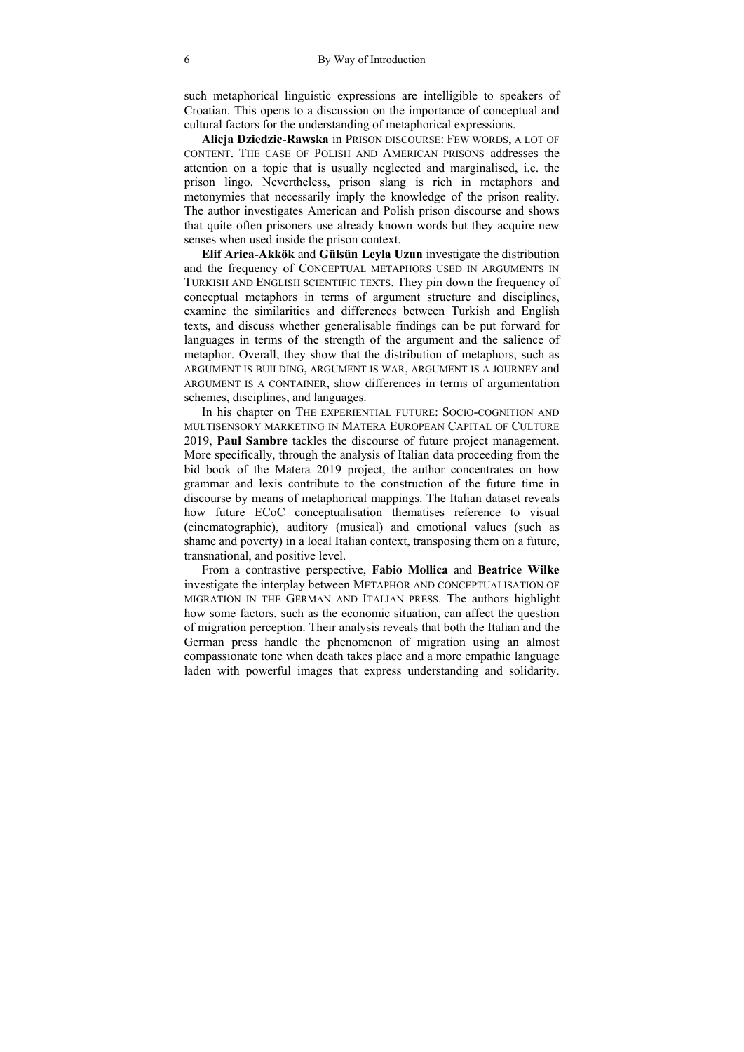such metaphorical linguistic expressions are intelligible to speakers of Croatian. This opens to a discussion on the importance of conceptual and cultural factors for the understanding of metaphorical expressions.

**Alicja Dziedzic-Rawska** in PRISON DISCOURSE: FEW WORDS, A LOT OF CONTENT. THE CASE OF POLISH AND AMERICAN PRISONS addresses the attention on a topic that is usually neglected and marginalised, i.e. the prison lingo. Nevertheless, prison slang is rich in metaphors and metonymies that necessarily imply the knowledge of the prison reality. The author investigates American and Polish prison discourse and shows that quite often prisoners use already known words but they acquire new senses when used inside the prison context.

**Elif Arica-Akkök** and **Gülsün Leyla Uzun** investigate the distribution and the frequency of CONCEPTUAL METAPHORS USED IN ARGUMENTS IN TURKISH AND ENGLISH SCIENTIFIC TEXTS. They pin down the frequency of conceptual metaphors in terms of argument structure and disciplines, examine the similarities and differences between Turkish and English texts, and discuss whether generalisable findings can be put forward for languages in terms of the strength of the argument and the salience of metaphor. Overall, they show that the distribution of metaphors, such as ARGUMENT IS BUILDING, ARGUMENT IS WAR, ARGUMENT IS A JOURNEY and ARGUMENT IS A CONTAINER, show differences in terms of argumentation schemes, disciplines, and languages.

In his chapter on THE EXPERIENTIAL FUTURE: SOCIO-COGNITION AND MULTISENSORY MARKETING IN MATERA EUROPEAN CAPITAL OF CULTURE 2019, **Paul Sambre** tackles the discourse of future project management. More specifically, through the analysis of Italian data proceeding from the bid book of the Matera 2019 project, the author concentrates on how grammar and lexis contribute to the construction of the future time in discourse by means of metaphorical mappings. The Italian dataset reveals how future ECoC conceptualisation thematises reference to visual (cinematographic), auditory (musical) and emotional values (such as shame and poverty) in a local Italian context, transposing them on a future, transnational, and positive level.

From a contrastive perspective, **Fabio Mollica** and **Beatrice Wilke** investigate the interplay between METAPHOR AND CONCEPTUALISATION OF MIGRATION IN THE GERMAN AND ITALIAN PRESS. The authors highlight how some factors, such as the economic situation, can affect the question of migration perception. Their analysis reveals that both the Italian and the German press handle the phenomenon of migration using an almost compassionate tone when death takes place and a more empathic language laden with powerful images that express understanding and solidarity.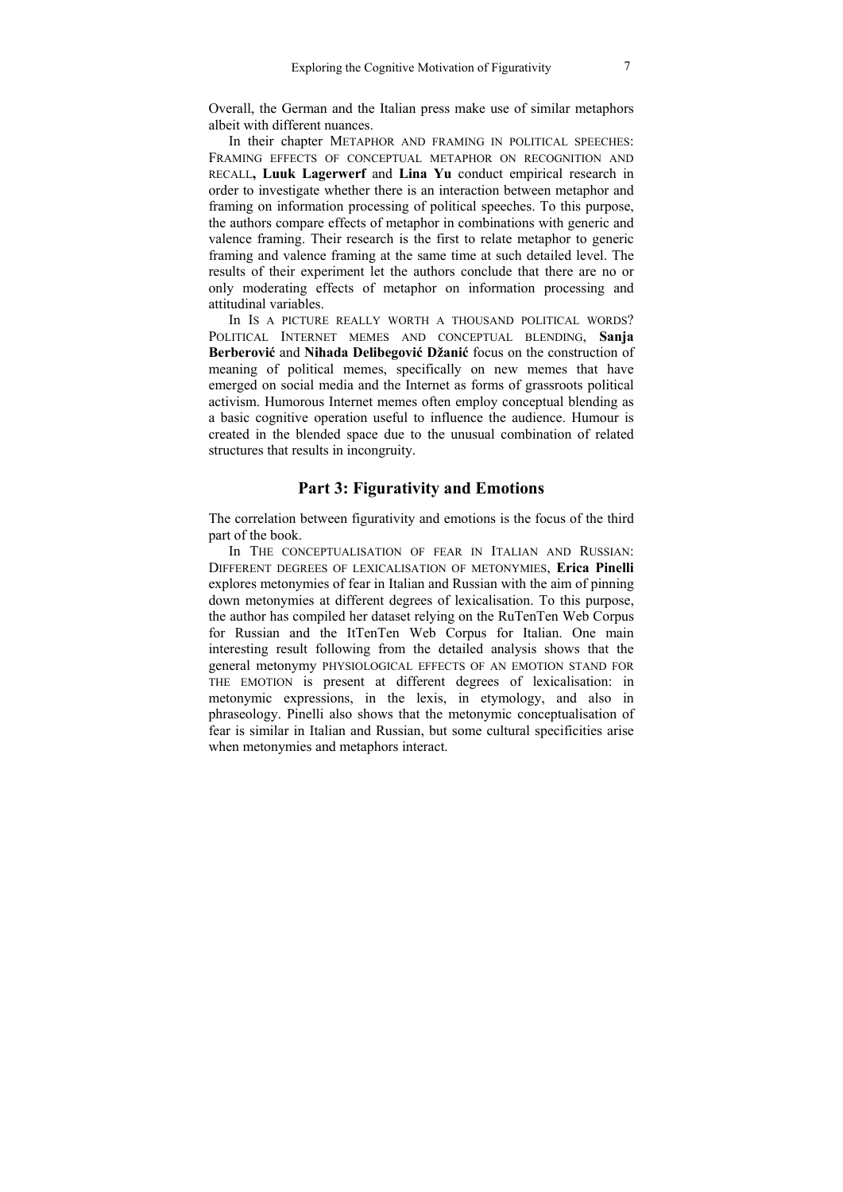Overall, the German and the Italian press make use of similar metaphors albeit with different nuances.

In their chapter METAPHOR AND FRAMING IN POLITICAL SPEECHES: FRAMING EFFECTS OF CONCEPTUAL METAPHOR ON RECOGNITION AND RECALL, **Luuk Lagerwerf** and **Lina Yu** conduct empirical research in order to investigate whether there is an interaction between metaphor and framing on information processing of political speeches. To this purpose, the authors compare effects of metaphor in combinations with generic and valence framing. Their research is the first to relate metaphor to generic framing and valence framing at the same time at such detailed level. The results of their experiment let the authors conclude that there are no or only moderating effects of metaphor on information processing and attitudinal variables.

In IS A PICTURE REALLY WORTH A THOUSAND POLITICAL WORDS? POLITICAL INTERNET MEMES AND CONCEPTUAL BLENDING, **Sanja Berberović** and **Nihada Delibegović Džanić** focus on the construction of meaning of political memes, specifically on new memes that have emerged on social media and the Internet as forms of grassroots political activism. Humorous Internet memes often employ conceptual blending as a basic cognitive operation useful to influence the audience. Humour is created in the blended space due to the unusual combination of related structures that results in incongruity.

## Part 3: Figurativity and Emotions

The correlation between figurativity and emotions is the focus of the third part of the book.

In THE CONCEPTUALISATION OF FEAR IN ITALIAN AND RUSSIAN: DIFFERENT DEGREES OF LEXICALISATION OF METONYMIES, **Erica Pinelli** explores metonymies of fear in Italian and Russian with the aim of pinning down metonymies at different degrees of lexicalisation. To this purpose, the author has compiled her dataset relying on the RuTenTen Web Corpus for Russian and the ItTenTen Web Corpus for Italian. One main interesting result following from the detailed analysis shows that the general metonymy PHYSIOLOGICAL EFFECTS OF AN EMOTION STAND FOR THE EMOTION is present at different degrees of lexicalisation: in metonymic expressions, in the lexis, in etymology, and also in phraseology. Pinelli also shows that the metonymic conceptualisation of fear is similar in Italian and Russian, but some cultural specificities arise when metonymies and metaphors interact.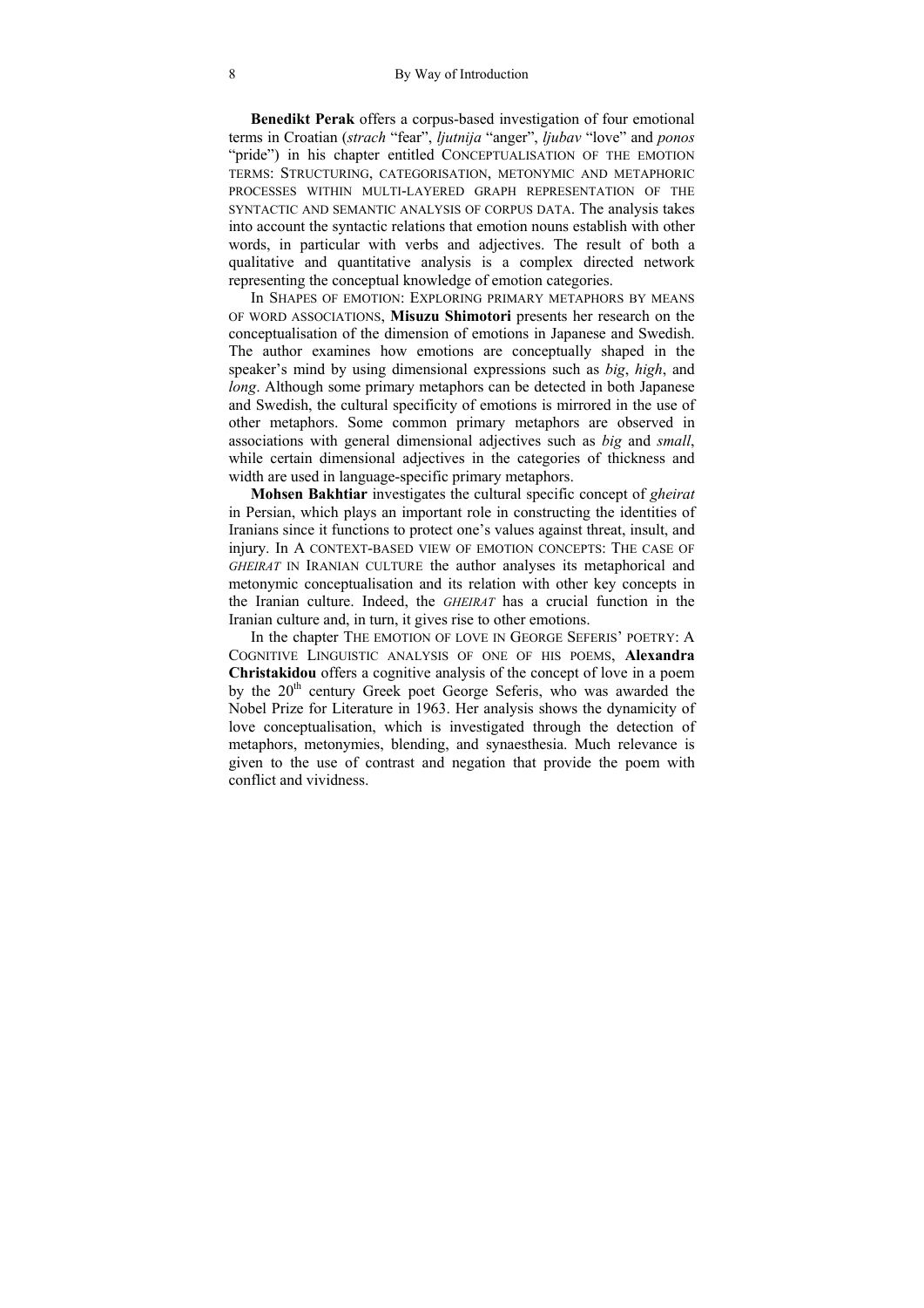**Benedikt Perak** offers a corpus-based investigation of four emotional terms in Croatian (*strach* "fear", *ljutnija* "anger", *ljubav* "love" and *ponos* "pride") in his chapter entitled CONCEPTUALISATION OF THE EMOTION TERMS: STRUCTURING, CATEGORISATION, METONYMIC AND METAPHORIC PROCESSES WITHIN MULTI-LAYERED GRAPH REPRESENTATION OF THE SYNTACTIC AND SEMANTIC ANALYSIS OF CORPUS DATA. The analysis takes into account the syntactic relations that emotion nouns establish with other words, in particular with verbs and adjectives. The result of both a qualitative and quantitative analysis is a complex directed network representing the conceptual knowledge of emotion categories.

In SHAPES OF EMOTION: EXPLORING PRIMARY METAPHORS BY MEANS OF WORD ASSOCIATIONS, **Misuzu Shimotori** presents her research on the conceptualisation of the dimension of emotions in Japanese and Swedish. The author examines how emotions are conceptually shaped in the speaker's mind by using dimensional expressions such as *big*, *high*, and *long*. Although some primary metaphors can be detected in both Japanese and Swedish, the cultural specificity of emotions is mirrored in the use of other metaphors. Some common primary metaphors are observed in associations with general dimensional adjectives such as *big* and *small*, while certain dimensional adjectives in the categories of thickness and width are used in language-specific primary metaphors.

**Mohsen Bakhtiar** investigates the cultural specific concept of *gheirat* in Persian, which plays an important role in constructing the identities of Iranians since it functions to protect one's values against threat, insult, and injury. In A CONTEXT-BASED VIEW OF EMOTION CONCEPTS: THE CASE OF *GHEIRAT* IN IRANIAN CULTURE the author analyses its metaphorical and metonymic conceptualisation and its relation with other key concepts in the Iranian culture. Indeed, the *GHEIRAT* has a crucial function in the Iranian culture and, in turn, it gives rise to other emotions.

In the chapter THE EMOTION OF LOVE IN GEORGE SEFERIS' POETRY: A COGNITIVE LINGUISTIC ANALYSIS OF ONE OF HIS POEMS, **Alexandra Christakidou** offers a cognitive analysis of the concept of love in a poem by the 20th century Greek poet George Seferis, who was awarded the Nobel Prize for Literature in 1963. Her analysis shows the dynamicity of love conceptualisation, which is investigated through the detection of metaphors, metonymies, blending, and synaesthesia. Much relevance is given to the use of contrast and negation that provide the poem with conflict and vividness.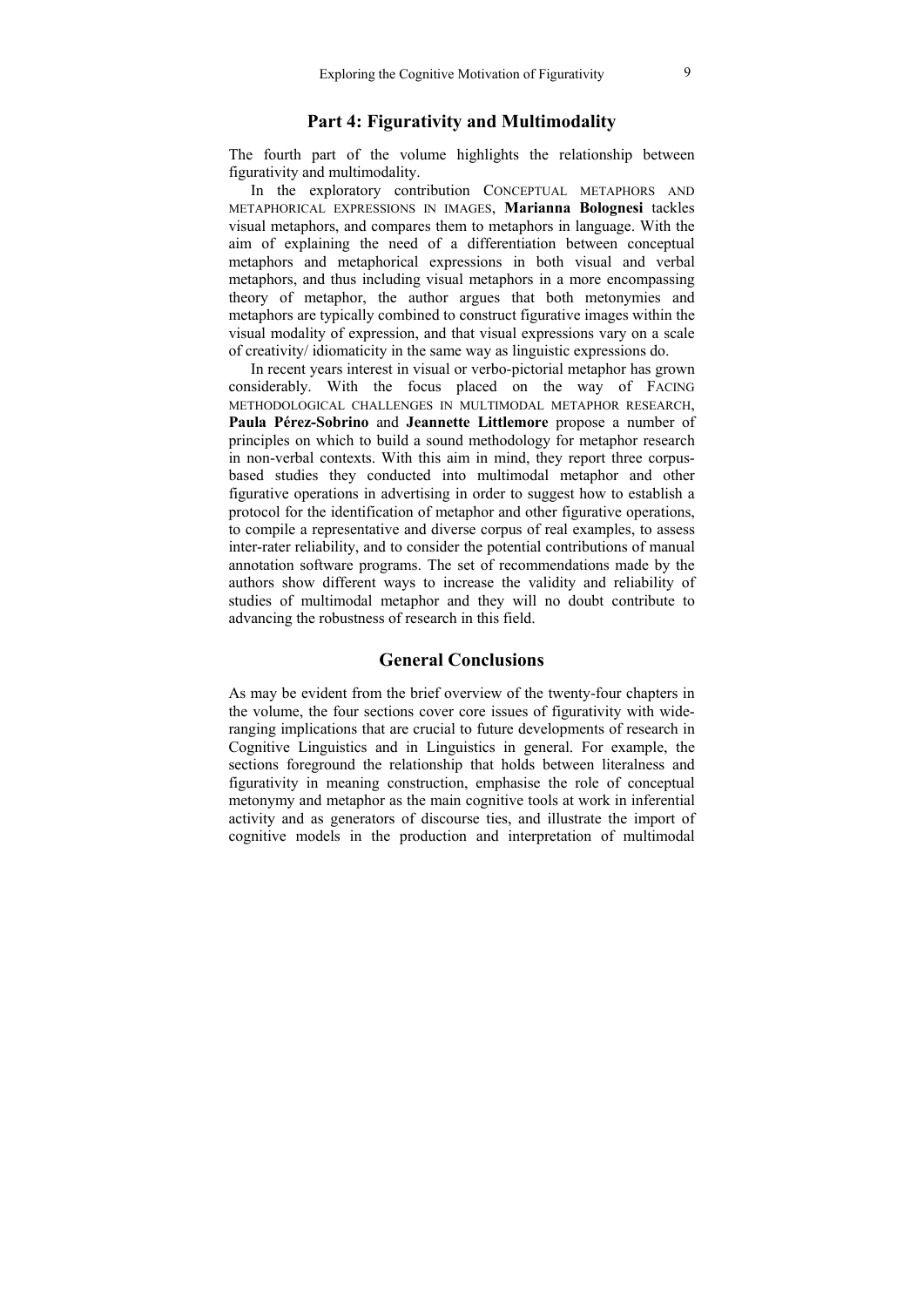## Part 4: Figurativity and Multimodality

The fourth part of the volume highlights the relationship between figurativity and multimodality.

In the exploratory contribution CONCEPTUAL METAPHORS AND METAPHORICAL EXPRESSIONS IN IMAGES, **Marianna Bolognesi** tackles visual metaphors, and compares them to metaphors in language. With the aim of explaining the need of a differentiation between conceptual metaphors and metaphorical expressions in both visual and verbal metaphors, and thus including visual metaphors in a more encompassing theory of metaphor, the author argues that both metonymies and metaphors are typically combined to construct figurative images within the visual modality of expression, and that visual expressions vary on a scale of creativity/ idiomaticity in the same way as linguistic expressions do.

In recent years interest in visual or verbo-pictorial metaphor has grown considerably. With the focus placed on the way of FACING METHODOLOGICAL CHALLENGES IN MULTIMODAL METAPHOR RESEARCH, **Paula Pérez-Sobrino** and **Jeannette Littlemore** propose a number of principles on which to build a sound methodology for metaphor research in non-verbal contexts. With this aim in mind, they report three corpus-based studies they conducted into multimodal metaphor and other figurative operations in advertising in order to suggest how to establish a protocol for the identification of metaphor and other figurative operations, to compile a representative and diverse corpus of real examples, to assess inter-rater reliability, and to consider the potential contributions of manual annotation software programs. The set of recommendations made by the authors show different ways to increase the validity and reliability of studies of multimodal metaphor and they will no doubt contribute to advancing the robustness of research in this field.

## General Conclusions

As may be evident from the brief overview of the twenty-four chapters in the volume, the four sections cover core issues of figurativity with wide-ranging implications that are crucial to future developments of research in Cognitive Linguistics and in Linguistics in general. For example, the sections foreground the relationship that holds between literalness and figurativity in meaning construction, emphasise the role of conceptual metonymy and metaphor as the main cognitive tools at work in inferential activity and as generators of discourse ties, and illustrate the import of cognitive models in the production and interpretation of multimodal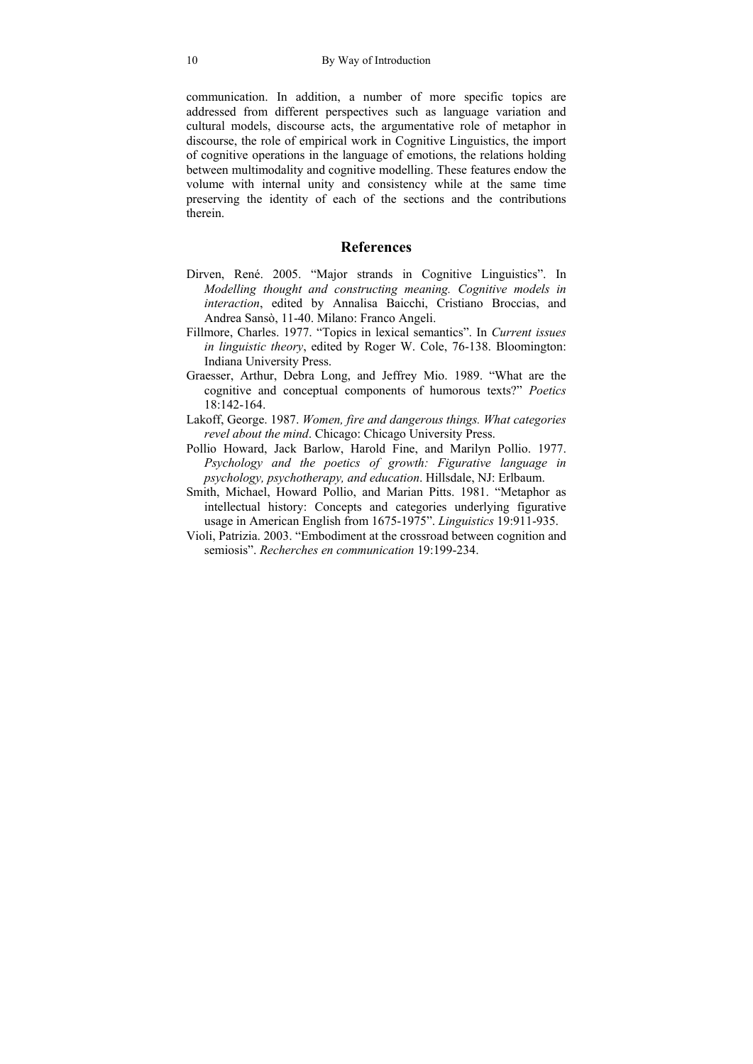communication. In addition, a number of more specific topics are addressed from different perspectives such as language variation and cultural models, discourse acts, the argumentative role of metaphor in discourse, the role of empirical work in Cognitive Linguistics, the import of cognitive operations in the language of emotions, the relations holding between multimodality and cognitive modelling. These features endow the volume with internal unity and consistency while at the same time preserving the identity of each of the sections and the contributions therein.

## References

Dirven, René. 2005. "Major strands in Cognitive Linguistics". In *Modelling thought and constructing meaning. Cognitive models in interaction*, edited by Annalisa Baicchi, Cristiano Broccias, and Andrea Sansò, 11-40. Milano: Franco Angeli.

Fillmore, Charles. 1977. "Topics in lexical semantics". In *Current issues in linguistic theory*, edited by Roger W. Cole, 76-138. Bloomington: Indiana University Press.

Graesser, Arthur, Debra Long, and Jeffrey Mio. 1989. "What are the cognitive and conceptual components of humorous texts?" *Poetics* 18:142-164.

Lakoff, George. 1987. *Women, fire and dangerous things. What categories revel about the mind*. Chicago: Chicago University Press.

Pollio Howard, Jack Barlow, Harold Fine, and Marilyn Pollio. 1977. *Psychology and the poetics of growth: Figurative language in psychology, psychotherapy, and education*. Hillsdale, NJ: Erlbaum.

Smith, Michael, Howard Pollio, and Marian Pitts. 1981. "Metaphor as intellectual history: Concepts and categories underlying figurative usage in American English from 1675-1975". *Linguistics* 19:911-935.

Violi, Patrizia. 2003. "Embodiment at the crossroad between cognition and semiosis". *Recherches en communication* 19:199-234.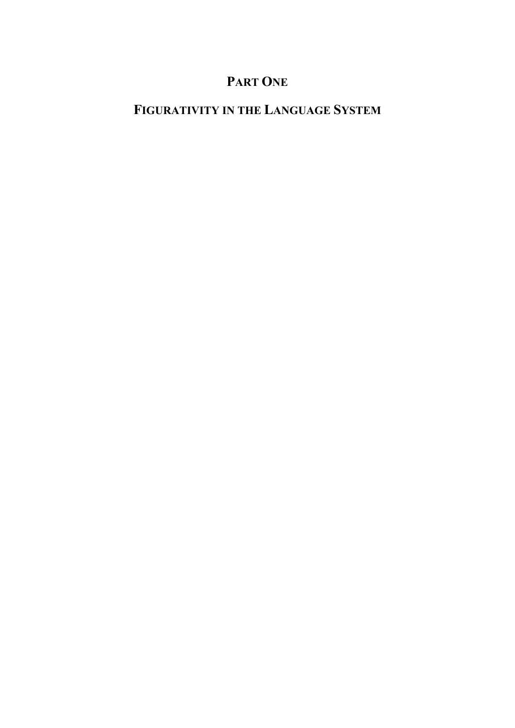# PART ONE

# FIGURATIVITY IN THE LANGUAGE SYSTEM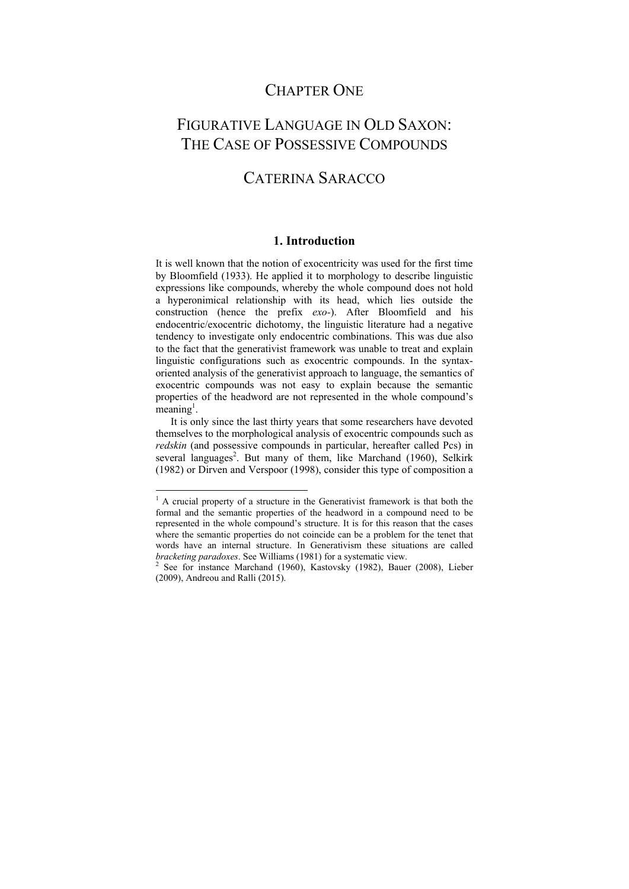# CHAPTER ONE

# FIGURATIVE LANGUAGE IN OLD SAXON: THE CASE OF POSSESSIVE COMPOUNDS

## CATERINA SARACCO

### 1. Introduction

It is well known that the notion of exocentricity was used for the first time by Bloomfield (1933). He applied it to morphology to describe linguistic expressions like compounds, whereby the whole compound does not hold a hyperonimical relationship with its head, which lies outside the construction (hence the prefix *exo-*). After Bloomfield and his endocentric/exocentric dichotomy, the linguistic literature had a negative tendency to investigate only endocentric combinations. This was due also to the fact that the generativist framework was unable to treat and explain linguistic configurations such as exocentric compounds. In the syntax-oriented analysis of the generativist approach to language, the semantics of exocentric compounds was not easy to explain because the semantic properties of the headword are not represented in the whole compound's meaning[1].

It is only since the last thirty years that some researchers have devoted themselves to the morphological analysis of exocentric compounds such as *redskin* (and possessive compounds in particular, hereafter called Pcs) in several languages[2]. But many of them, like Marchand (1960), Selkirk (1982) or Dirven and Verspoor (1998), consider this type of composition a

---

[1] A crucial property of a structure in the Generativist framework is that both the formal and the semantic properties of the headword in a compound need to be represented in the whole compound's structure. It is for this reason that the cases where the semantic properties do not coincide can be a problem for the tenet that words have an internal structure. In Generativism these situations are called *bracketing paradoxes*. See Williams (1981) for a systematic view.

[2] See for instance Marchand (1960), Kastovsky (1982), Bauer (2008), Lieber (2009), Andreou and Ralli (2015).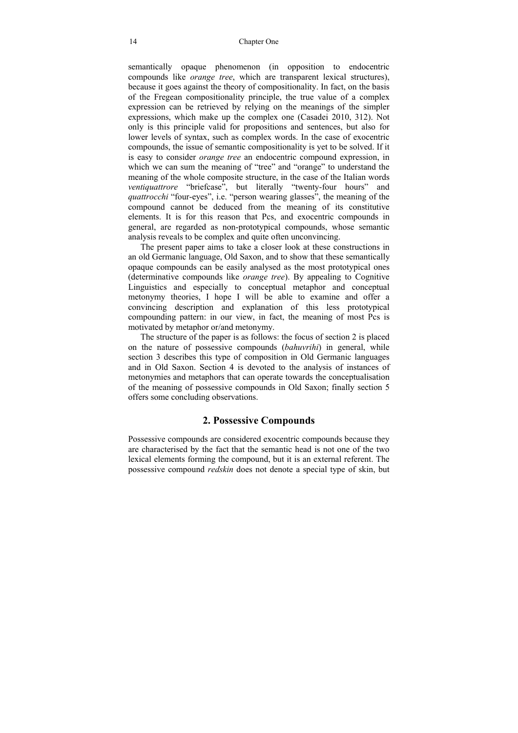semantically opaque phenomenon (in opposition to endocentric compounds like *orange tree*, which are transparent lexical structures), because it goes against the theory of compositionality. In fact, on the basis of the Fregean compositionality principle, the true value of a complex expression can be retrieved by relying on the meanings of the simpler expressions, which make up the complex one (Casadei 2010, 312). Not only is this principle valid for propositions and sentences, but also for lower levels of syntax, such as complex words. In the case of exocentric compounds, the issue of semantic compositionality is yet to be solved. If it is easy to consider *orange tree* an endocentric compound expression, in which we can sum the meaning of "tree" and "orange" to understand the meaning of the whole composite structure, in the case of the Italian words *ventiquattrore* "briefcase", but literally "twenty-four hours" and *quattrocchi* "four-eyes", i.e. "person wearing glasses", the meaning of the compound cannot be deduced from the meaning of its constitutive elements. It is for this reason that Pcs, and exocentric compounds in general, are regarded as non-prototypical compounds, whose semantic analysis reveals to be complex and quite often unconvincing.

The present paper aims to take a closer look at these constructions in an old Germanic language, Old Saxon, and to show that these semantically opaque compounds can be easily analysed as the most prototypical ones (determinative compounds like *orange tree*). By appealing to Cognitive Linguistics and especially to conceptual metaphor and conceptual metonymy theories, I hope I will be able to examine and offer a convincing description and explanation of this less prototypical compounding pattern: in our view, in fact, the meaning of most Pcs is motivated by metaphor or/and metonymy.

The structure of the paper is as follows: the focus of section 2 is placed on the nature of possessive compounds (*bahuvrihi*) in general, while section 3 describes this type of composition in Old Germanic languages and in Old Saxon. Section 4 is devoted to the analysis of instances of metonymies and metaphors that can operate towards the conceptualisation of the meaning of possessive compounds in Old Saxon; finally section 5 offers some concluding observations.

## 2. Possessive Compounds

Possessive compounds are considered exocentric compounds because they are characterised by the fact that the semantic head is not one of the two lexical elements forming the compound, but it is an external referent. The possessive compound *redskin* does not denote a special type of skin, but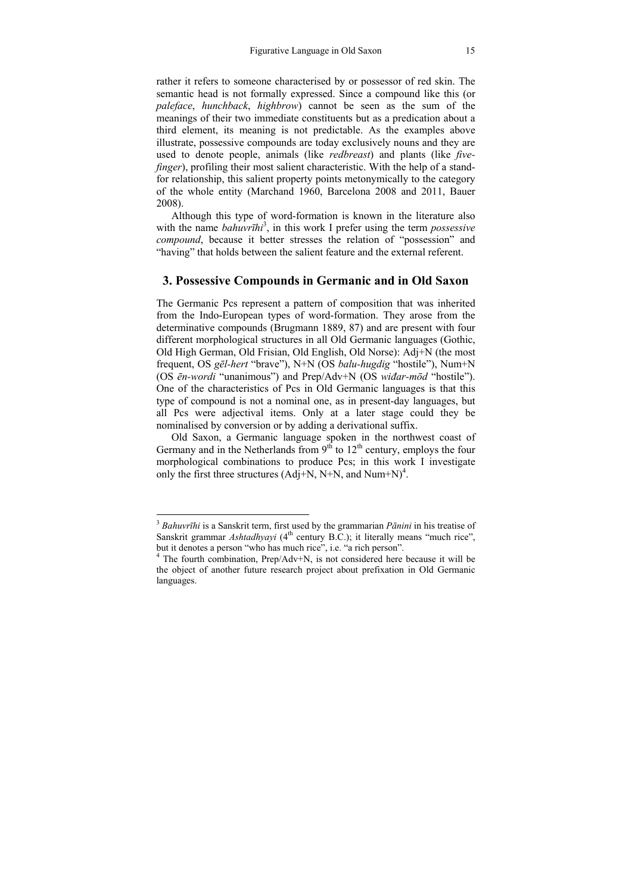rather it refers to someone characterised by or possessor of red skin. The semantic head is not formally expressed. Since a compound like this (or *paleface*, *hunchback*, *highbrow*) cannot be seen as the sum of the meanings of their two immediate constituents but as a predication about a third element, its meaning is not predictable. As the examples above illustrate, possessive compounds are today exclusively nouns and they are used to denote people, animals (like *redbreast*) and plants (like *five-finger*), profiling their most salient characteristic. With the help of a stand-for relationship, this salient property points metonymically to the category of the whole entity (Marchand 1960, Barcelona 2008 and 2011, Bauer 2008).

Although this type of word-formation is known in the literature also with the name *bahuvrīhi*[3], in this work I prefer using the term *possessive compound*, because it better stresses the relation of "possession" and "having" that holds between the salient feature and the external referent.

## 3. Possessive Compounds in Germanic and in Old Saxon

The Germanic Pcs represent a pattern of composition that was inherited from the Indo-European types of word-formation. They arose from the determinative compounds (Brugmann 1889, 87) and are present with four different morphological structures in all Old Germanic languages (Gothic, Old High German, Old Frisian, Old English, Old Norse): Adj+N (the most frequent, OS *gēl-hert* "brave"), N+N (OS *balu-hugdig* "hostile"), Num+N (OS *ēn-wordi* "unanimous") and Prep/Adv+N (OS *wiđar-mōd* "hostile"). One of the characteristics of Pcs in Old Germanic languages is that this type of compound is not a nominal one, as in present-day languages, but all Pcs were adjectival items. Only at a later stage could they be nominalised by conversion or by adding a derivational suffix.

Old Saxon, a Germanic language spoken in the northwest coast of Germany and in the Netherlands from 9th to 12th century, employs the four morphological combinations to produce Pcs; in this work I investigate only the first three structures (Adj+N, N+N, and Num+N)[4].

---

[3] *Bahuvrīhi* is a Sanskrit term, first used by the grammarian *Pānini* in his treatise of Sanskrit grammar *Ashtadhyayi* (4th century B.C.); it literally means "much rice", but it denotes a person "who has much rice", i.e. "a rich person".

[4] The fourth combination, Prep/Adv+N, is not considered here because it will be the object of another future research project about prefixation in Old Germanic languages.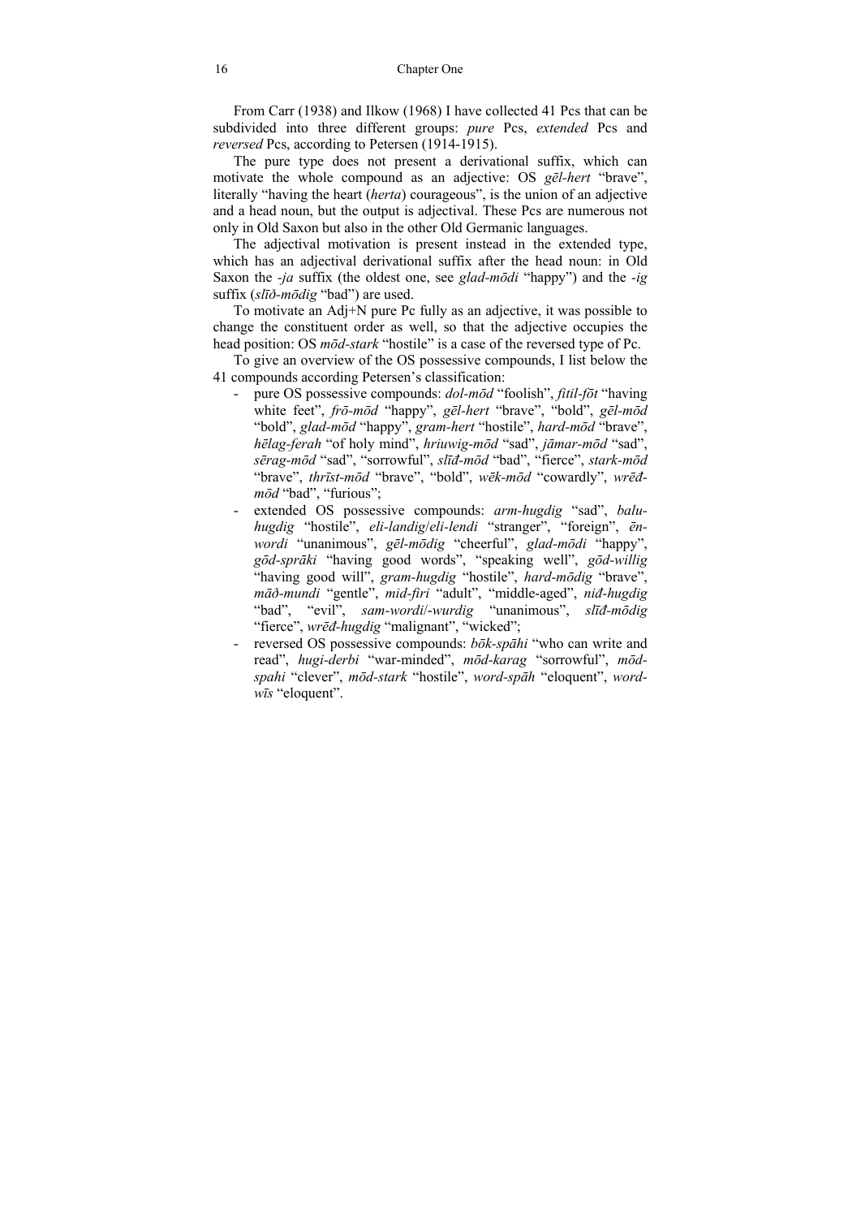From Carr (1938) and Ilkow (1968) I have collected 41 Pcs that can be subdivided into three different groups: *pure* Pcs, *extended* Pcs and *reversed* Pcs, according to Petersen (1914-1915).

The pure type does not present a derivational suffix, which can motivate the whole compound as an adjective: OS *gēl-hert* "brave", literally "having the heart (*herta*) courageous", is the union of an adjective and a head noun, but the output is adjectival. These Pcs are numerous not only in Old Saxon but also in the other Old Germanic languages.

The adjectival motivation is present instead in the extended type, which has an adjectival derivational suffix after the head noun: in Old Saxon the *-ja* suffix (the oldest one, see *glad-mōdi* "happy") and the *-ig* suffix (*slīð-mōdig* "bad") are used.

To motivate an Adj+N pure Pc fully as an adjective, it was possible to change the constituent order as well, so that the adjective occupies the head position: OS *mōd-stark* "hostile" is a case of the reversed type of Pc.

To give an overview of the OS possessive compounds, I list below the 41 compounds according Petersen's classification:

- pure OS possessive compounds: *dol-mōd* "foolish", *fitil-fōt* "having white feet", *frō-mōd* "happy", *gēl-hert* "brave", "bold", *gēl-mōd* "bold", *glad-mōd* "happy", *gram-hert* "hostile", *hard-mōd* "brave", *hēlag-ferah* "of holy mind", *hriuwig-mōd* "sad", *jāmar-mōd* "sad", *sērag-mōd* "sad", "sorrowful", *slīđ-mōd* "bad", "fierce", *stark-mōd* "brave", *thrīst-mōd* "brave", "bold", *wēk-mōd* "cowardly", *wrēđ-mōd* "bad", "furious";
- extended OS possessive compounds: *arm-hugdig* "sad", *balu-hugdig* "hostile", *eli-landig*/*eli-lendi* "stranger", "foreign", *ēn-wordi* "unanimous", *gēl-mōdig* "cheerful", *glad-mōdi* "happy", *gōd-sprāki* "having good words", "speaking well", *gōd-willig* "having good will", *gram-hugdig* "hostile", *hard-mōdig* "brave", *māð-mundi* "gentle", *mid-firi* "adult", "middle-aged", *niđ-hugdig* "bad", "evil", *sam-wordi*/*-wurdig* "unanimous", *slīđ-mōdig* "fierce", *wrēđ-hugdig* "malignant", "wicked";
- reversed OS possessive compounds: *bōk-spāhi* "who can write and read", *hugi-derbi* "war-minded", *mōd-karag* "sorrowful", *mōd-spahi* "clever", *mōd-stark* "hostile", *word-spāh* "eloquent", *word-wīs* "eloquent".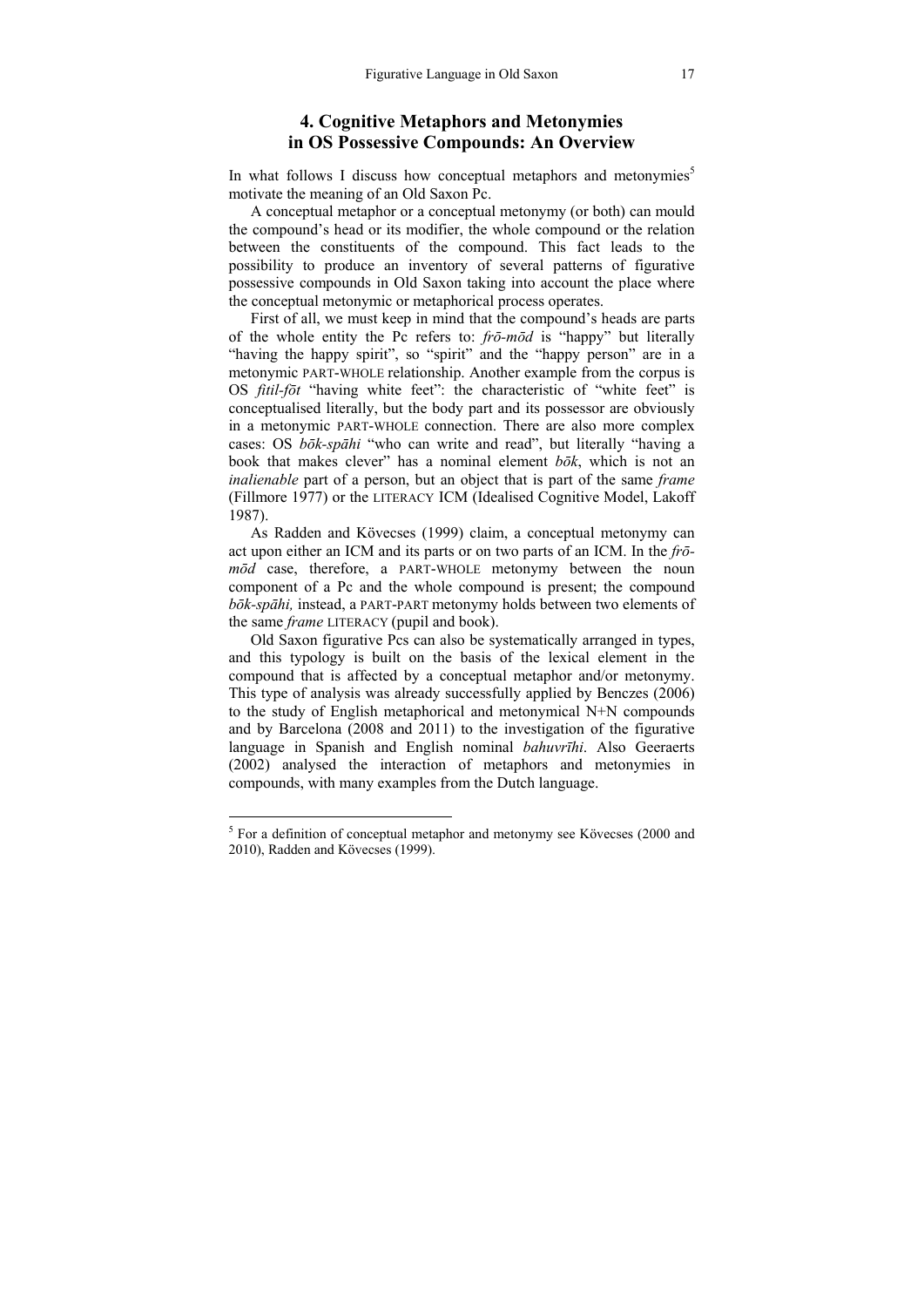## 4. Cognitive Metaphors and Metonymies in OS Possessive Compounds: An Overview

In what follows I discuss how conceptual metaphors and metonymies[5] motivate the meaning of an Old Saxon Pc.

A conceptual metaphor or a conceptual metonymy (or both) can mould the compound's head or its modifier, the whole compound or the relation between the constituents of the compound. This fact leads to the possibility to produce an inventory of several patterns of figurative possessive compounds in Old Saxon taking into account the place where the conceptual metonymic or metaphorical process operates.

First of all, we must keep in mind that the compound's heads are parts of the whole entity the Pc refers to: *frō-mōd* is "happy" but literally "having the happy spirit", so "spirit" and the "happy person" are in a metonymic PART-WHOLE relationship. Another example from the corpus is OS *fitil-fōt* "having white feet": the characteristic of "white feet" is conceptualised literally, but the body part and its possessor are obviously in a metonymic PART-WHOLE connection. There are also more complex cases: OS *bōk-spāhi* "who can write and read", but literally "having a book that makes clever" has a nominal element *bōk*, which is not an *inalienable* part of a person, but an object that is part of the same *frame* (Fillmore 1977) or the LITERACY ICM (Idealised Cognitive Model, Lakoff 1987).

As Radden and Kövecses (1999) claim, a conceptual metonymy can act upon either an ICM and its parts or on two parts of an ICM. In the *frō-mōd* case, therefore, a PART-WHOLE metonymy between the noun component of a Pc and the whole compound is present; the compound *bōk-spāhi,* instead, a PART-PART metonymy holds between two elements of the same *frame* LITERACY (pupil and book).

Old Saxon figurative Pcs can also be systematically arranged in types, and this typology is built on the basis of the lexical element in the compound that is affected by a conceptual metaphor and/or metonymy. This type of analysis was already successfully applied by Benczes (2006) to the study of English metaphorical and metonymical N+N compounds and by Barcelona (2008 and 2011) to the investigation of the figurative language in Spanish and English nominal *bahuvrīhi*. Also Geeraerts (2002) analysed the interaction of metaphors and metonymies in compounds, with many examples from the Dutch language.

[5] For a definition of conceptual metaphor and metonymy see Kövecses (2000 and 2010), Radden and Kövecses (1999).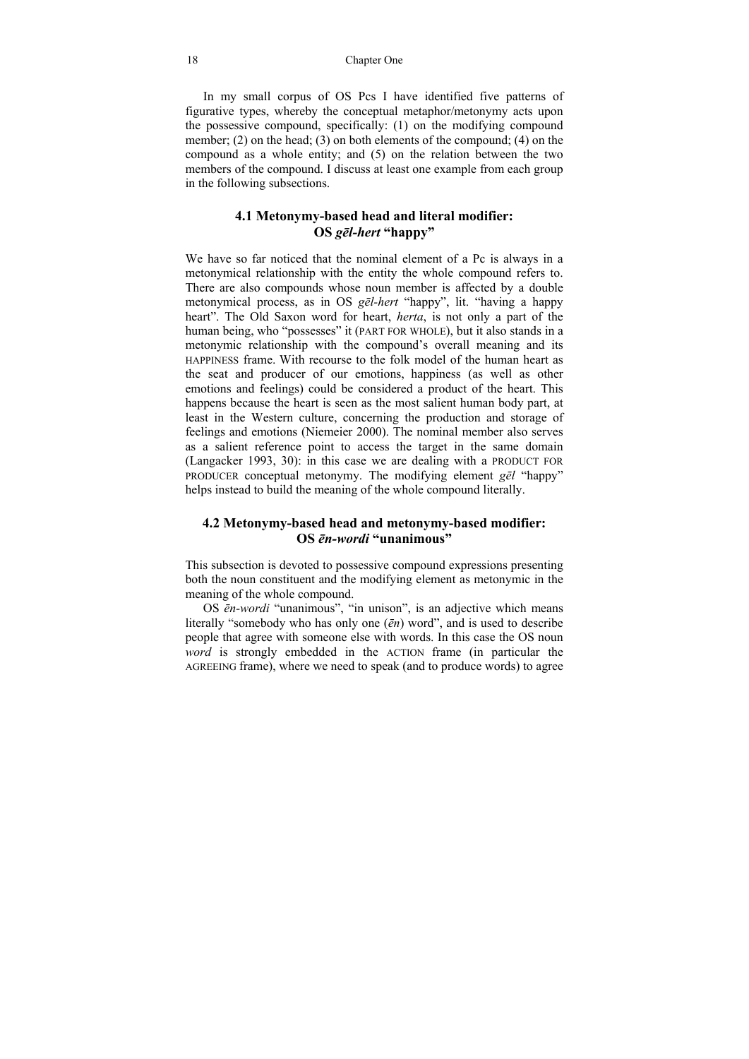In my small corpus of OS Pcs I have identified five patterns of figurative types, whereby the conceptual metaphor/metonymy acts upon the possessive compound, specifically: (1) on the modifying compound member; (2) on the head; (3) on both elements of the compound; (4) on the compound as a whole entity; and (5) on the relation between the two members of the compound. I discuss at least one example from each group in the following subsections.

### 4.1 Metonymy-based head and literal modifier: OS *gēl-hert* "happy"

We have so far noticed that the nominal element of a Pc is always in a metonymical relationship with the entity the whole compound refers to. There are also compounds whose noun member is affected by a double metonymical process, as in OS *gēl-hert* "happy", lit. "having a happy heart". The Old Saxon word for heart, *herta*, is not only a part of the human being, who "possesses" it (PART FOR WHOLE), but it also stands in a metonymic relationship with the compound's overall meaning and its HAPPINESS frame. With recourse to the folk model of the human heart as the seat and producer of our emotions, happiness (as well as other emotions and feelings) could be considered a product of the heart. This happens because the heart is seen as the most salient human body part, at least in the Western culture, concerning the production and storage of feelings and emotions (Niemeier 2000). The nominal member also serves as a salient reference point to access the target in the same domain (Langacker 1993, 30): in this case we are dealing with a PRODUCT FOR PRODUCER conceptual metonymy. The modifying element *gēl* "happy" helps instead to build the meaning of the whole compound literally.

### 4.2 Metonymy-based head and metonymy-based modifier: OS *ēn-wordi* "unanimous"

This subsection is devoted to possessive compound expressions presenting both the noun constituent and the modifying element as metonymic in the meaning of the whole compound.

OS *ēn-wordi* "unanimous", "in unison", is an adjective which means literally "somebody who has only one (*ēn*) word", and is used to describe people that agree with someone else with words. In this case the OS noun *word* is strongly embedded in the ACTION frame (in particular the AGREEING frame), where we need to speak (and to produce words) to agree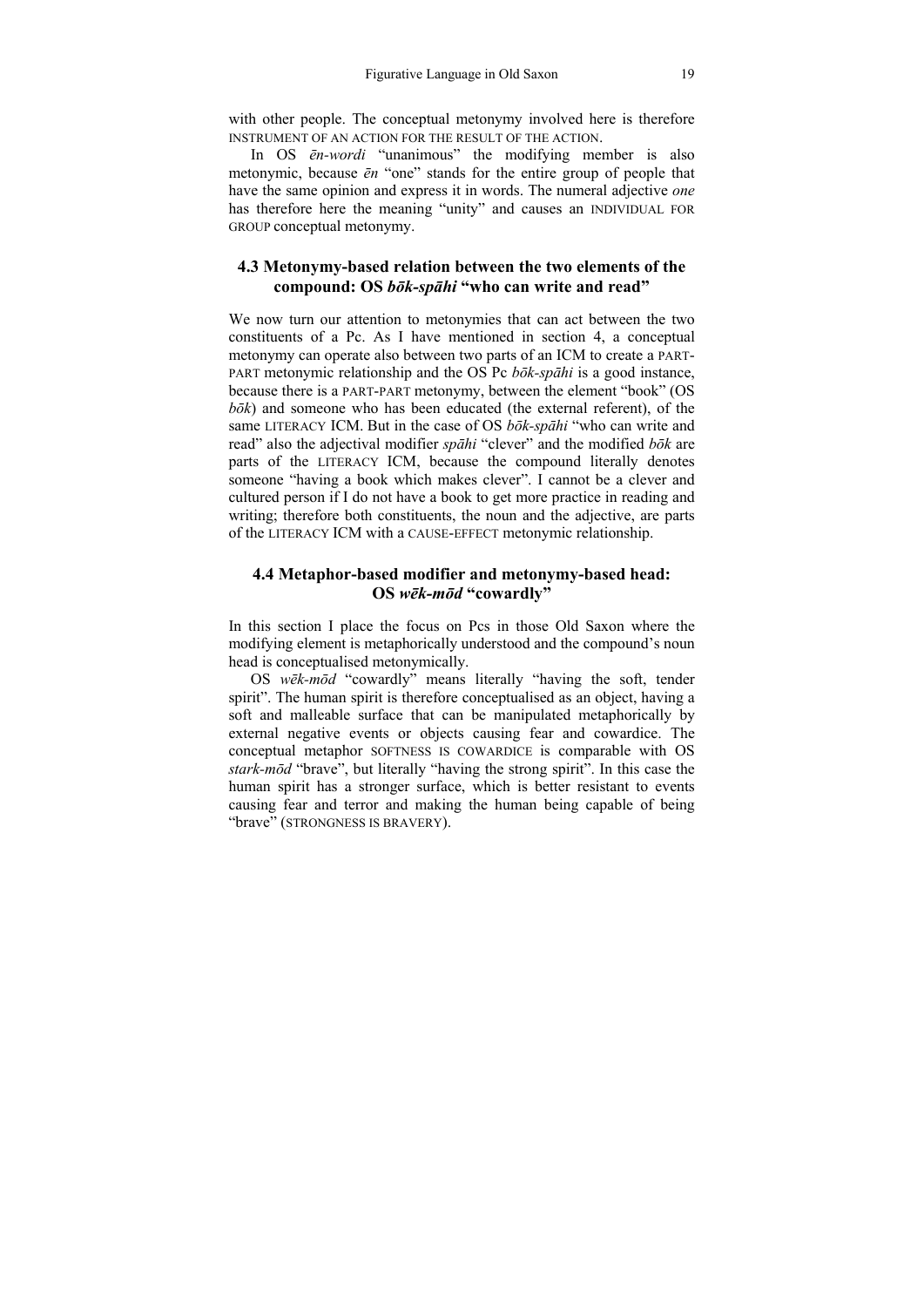with other people. The conceptual metonymy involved here is therefore INSTRUMENT OF AN ACTION FOR THE RESULT OF THE ACTION.

In OS *ēn-wordi* "unanimous" the modifying member is also metonymic, because *ēn* "one" stands for the entire group of people that have the same opinion and express it in words. The numeral adjective *one* has therefore here the meaning "unity" and causes an INDIVIDUAL FOR GROUP conceptual metonymy.

### 4.3 Metonymy-based relation between the two elements of the compound: OS *bōk-spāhi* "who can write and read"

We now turn our attention to metonymies that can act between the two constituents of a Pc. As I have mentioned in section 4, a conceptual metonymy can operate also between two parts of an ICM to create a PART-PART metonymic relationship and the OS Pc *bōk-spāhi* is a good instance, because there is a PART-PART metonymy, between the element "book" (OS *bōk*) and someone who has been educated (the external referent), of the same LITERACY ICM. But in the case of OS *bōk-spāhi* "who can write and read" also the adjectival modifier *spāhi* "clever" and the modified *bōk* are parts of the LITERACY ICM, because the compound literally denotes someone "having a book which makes clever". I cannot be a clever and cultured person if I do not have a book to get more practice in reading and writing; therefore both constituents, the noun and the adjective, are parts of the LITERACY ICM with a CAUSE-EFFECT metonymic relationship.

### 4.4 Metaphor-based modifier and metonymy-based head: OS *wēk-mōd* "cowardly"

In this section I place the focus on Pcs in those Old Saxon where the modifying element is metaphorically understood and the compound's noun head is conceptualised metonymically.

OS *wēk-mōd* "cowardly" means literally "having the soft, tender spirit". The human spirit is therefore conceptualised as an object, having a soft and malleable surface that can be manipulated metaphorically by external negative events or objects causing fear and cowardice. The conceptual metaphor SOFTNESS IS COWARDICE is comparable with OS *stark-mōd* "brave", but literally "having the strong spirit". In this case the human spirit has a stronger surface, which is better resistant to events causing fear and terror and making the human being capable of being "brave" (STRONGNESS IS BRAVERY).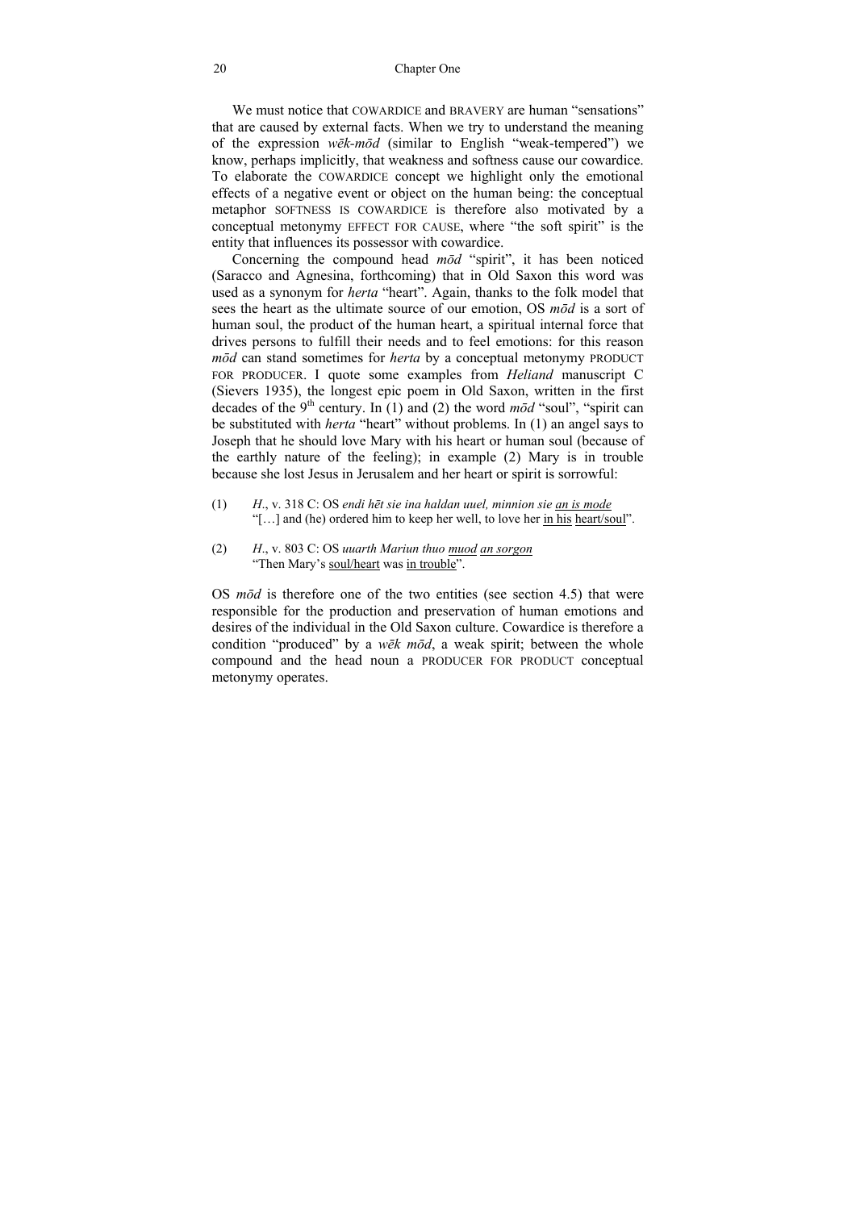We must notice that COWARDICE and BRAVERY are human "sensations" that are caused by external facts. When we try to understand the meaning of the expression *wēk-mōd* (similar to English "weak-tempered") we know, perhaps implicitly, that weakness and softness cause our cowardice. To elaborate the COWARDICE concept we highlight only the emotional effects of a negative event or object on the human being: the conceptual metaphor SOFTNESS IS COWARDICE is therefore also motivated by a conceptual metonymy EFFECT FOR CAUSE, where "the soft spirit" is the entity that influences its possessor with cowardice.

Concerning the compound head *mōd* "spirit", it has been noticed (Saracco and Agnesina, forthcoming) that in Old Saxon this word was used as a synonym for *herta* "heart". Again, thanks to the folk model that sees the heart as the ultimate source of our emotion, OS *mōd* is a sort of human soul, the product of the human heart, a spiritual internal force that drives persons to fulfill their needs and to feel emotions: for this reason *mōd* can stand sometimes for *herta* by a conceptual metonymy PRODUCT FOR PRODUCER. I quote some examples from *Heliand* manuscript C (Sievers 1935), the longest epic poem in Old Saxon, written in the first decades of the 9th century. In (1) and (2) the word *mōd* "soul", "spirit can be substituted with *herta* "heart" without problems. In (1) an angel says to Joseph that he should love Mary with his heart or human soul (because of the earthly nature of the feeling); in example (2) Mary is in trouble because she lost Jesus in Jerusalem and her heart or spirit is sorrowful:

(1) *H*., v. 318 C: OS *endi hēt sie ina haldan uuel, minnion sie an is mode*
"[…] and (he) ordered him to keep her well, to love her in his heart/soul".

(2) *H*., v. 803 C: OS *uuarth Mariun thuo muod an sorgon*
"Then Mary's soul/heart was in trouble".

OS *mōd* is therefore one of the two entities (see section 4.5) that were responsible for the production and preservation of human emotions and desires of the individual in the Old Saxon culture. Cowardice is therefore a condition "produced" by a *wēk mōd*, a weak spirit; between the whole compound and the head noun a PRODUCER FOR PRODUCT conceptual metonymy operates.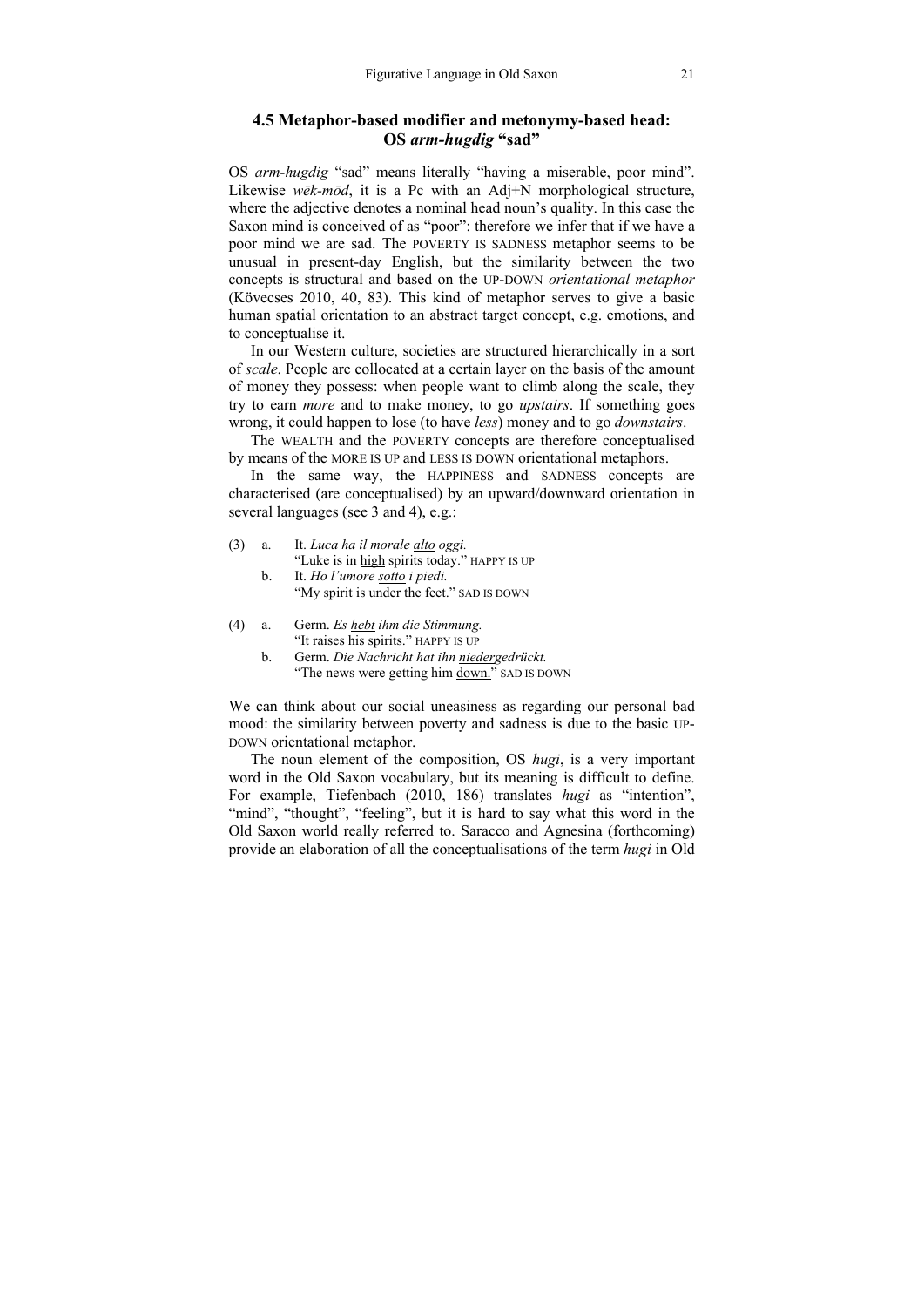### 4.5 Metaphor-based modifier and metonymy-based head: OS *arm-hugdig* "sad"

OS *arm-hugdig* "sad" means literally "having a miserable, poor mind". Likewise *wēk-mōd*, it is a Pc with an Adj+N morphological structure, where the adjective denotes a nominal head noun's quality. In this case the Saxon mind is conceived of as "poor": therefore we infer that if we have a poor mind we are sad. The POVERTY IS SADNESS metaphor seems to be unusual in present-day English, but the similarity between the two concepts is structural and based on the UP-DOWN *orientational metaphor* (Kövecses 2010, 40, 83). This kind of metaphor serves to give a basic human spatial orientation to an abstract target concept, e.g. emotions, and to conceptualise it.

In our Western culture, societies are structured hierarchically in a sort of *scale*. People are collocated at a certain layer on the basis of the amount of money they possess: when people want to climb along the scale, they try to earn *more* and to make money, to go *upstairs*. If something goes wrong, it could happen to lose (to have *less*) money and to go *downstairs*.

The WEALTH and the POVERTY concepts are therefore conceptualised by means of the MORE IS UP and LESS IS DOWN orientational metaphors.

In the same way, the HAPPINESS and SADNESS concepts are characterised (are conceptualised) by an upward/downward orientation in several languages (see 3 and 4), e.g.:

(3) a. It. *Luca ha il morale alto oggi.*
   "Luke is in high spirits today." HAPPY IS UP
  b. It. *Ho l'umore sotto i piedi.*
   "My spirit is under the feet." SAD IS DOWN

(4) a. Germ. *Es hebt ihm die Stimmung.*
   "It raises his spirits." HAPPY IS UP
  b. Germ. *Die Nachricht hat ihn niedergedrückt.*
   "The news were getting him down." SAD IS DOWN

We can think about our social uneasiness as regarding our personal bad mood: the similarity between poverty and sadness is due to the basic UP-DOWN orientational metaphor.

The noun element of the composition, OS *hugi*, is a very important word in the Old Saxon vocabulary, but its meaning is difficult to define. For example, Tiefenbach (2010, 186) translates *hugi* as "intention", "mind", "thought", "feeling", but it is hard to say what this word in the Old Saxon world really referred to. Saracco and Agnesina (forthcoming) provide an elaboration of all the conceptualisations of the term *hugi* in Old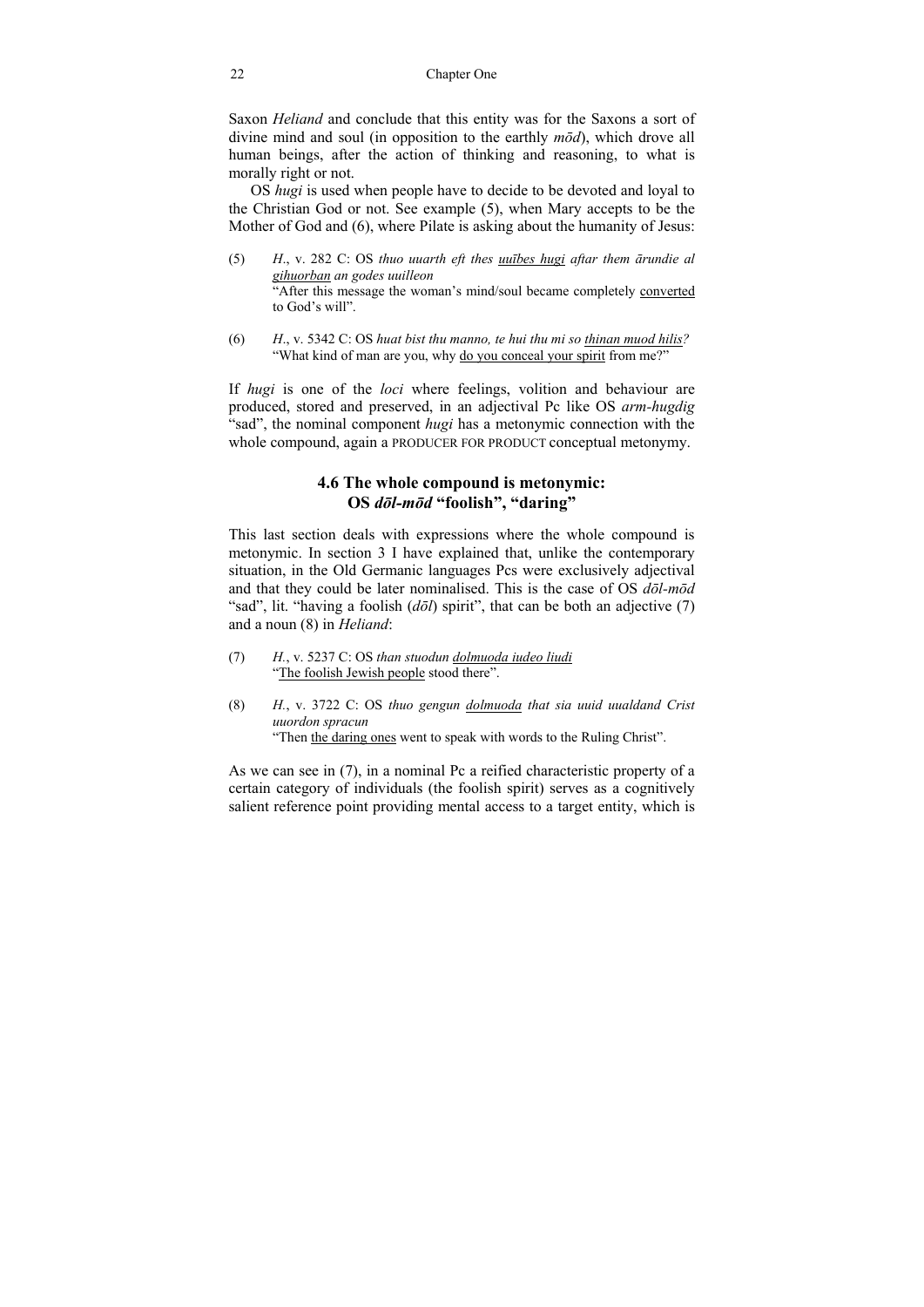Saxon *Heliand* and conclude that this entity was for the Saxons a sort of divine mind and soul (in opposition to the earthly *mōd*), which drove all human beings, after the action of thinking and reasoning, to what is morally right or not.

OS *hugi* is used when people have to decide to be devoted and loyal to the Christian God or not. See example (5), when Mary accepts to be the Mother of God and (6), where Pilate is asking about the humanity of Jesus:

(5) *H*., v. 282 C: OS *thuo uuarth eft thes uuībes hugi aftar them ārundie al gihuorban an godes uuilleon*
"After this message the woman's mind/soul became completely converted to God's will".

(6) *H*., v. 5342 C: OS *huat bist thu manno, te hui thu mi so thinan muod hilis?*
"What kind of man are you, why do you conceal your spirit from me?"

If *hugi* is one of the *loci* where feelings, volition and behaviour are produced, stored and preserved, in an adjectival Pc like OS *arm-hugdig* "sad", the nominal component *hugi* has a metonymic connection with the whole compound, again a PRODUCER FOR PRODUCT conceptual metonymy.

### 4.6 The whole compound is metonymic: OS *dōl-mōd* "foolish", "daring"

This last section deals with expressions where the whole compound is metonymic. In section 3 I have explained that, unlike the contemporary situation, in the Old Germanic languages Pcs were exclusively adjectival and that they could be later nominalised. This is the case of OS *dōl-mōd* "sad", lit. "having a foolish (*dōl*) spirit", that can be both an adjective (7) and a noun (8) in *Heliand*:

(7) *H*., v. 5237 C: OS *than stuodun dolmuoda iudeo liudi*
"The foolish Jewish people stood there".

(8) *H*., v. 3722 C: OS *thuo gengun dolmuoda that sia uuid uualdand Crist uuordon spracun*
"Then the daring ones went to speak with words to the Ruling Christ".

As we can see in (7), in a nominal Pc a reified characteristic property of a certain category of individuals (the foolish spirit) serves as a cognitively salient reference point providing mental access to a target entity, which is